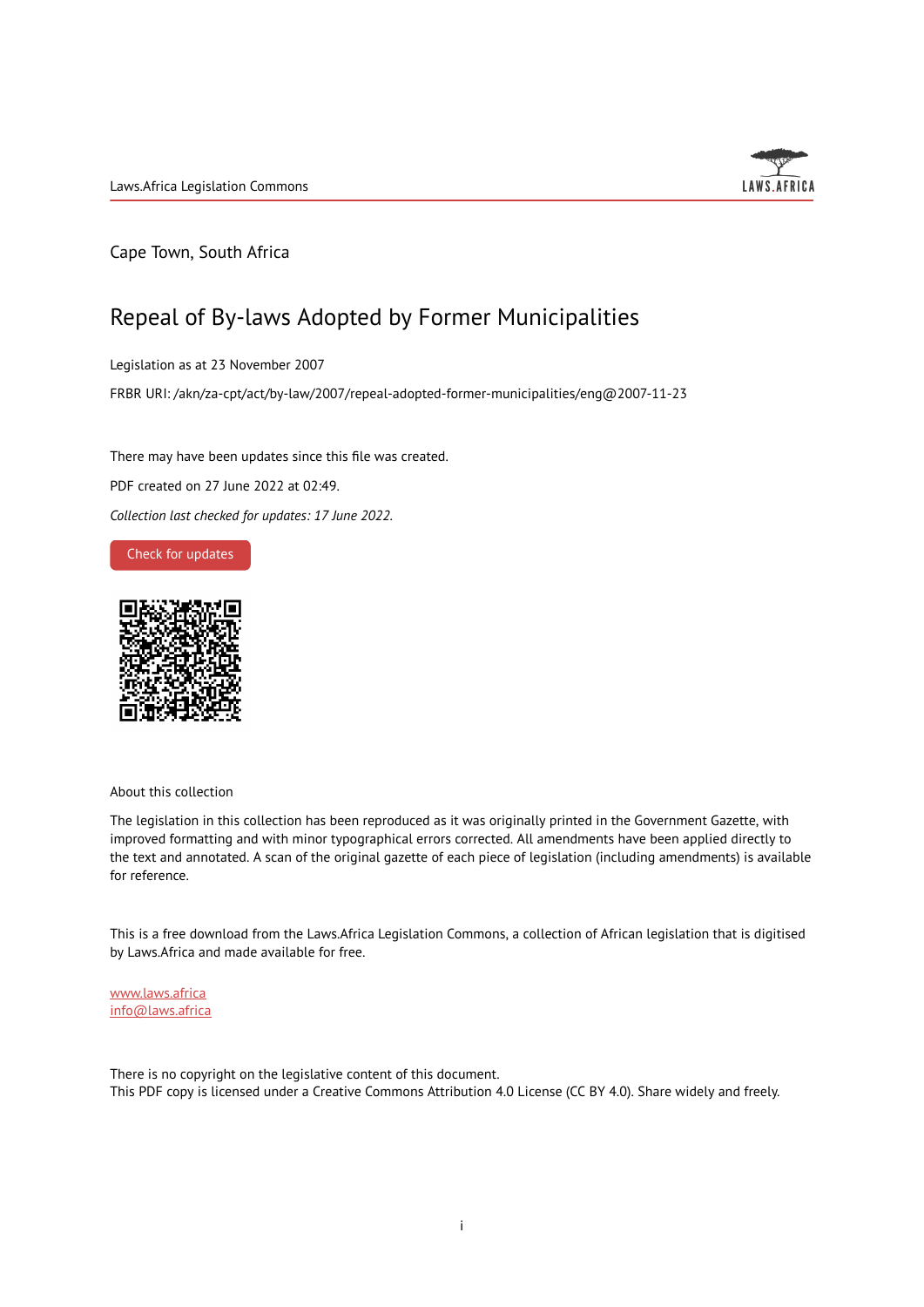Laws.Africa Legislation Commons

Cape Town, South Africa

# Repeal of By-laws Adopted by Former Municipalities

Legislation as at 23 November 2007

FRBR URI: /akn/za-cpt/act/by-law/2007/repeal-adopted-former-municipalities/eng@2007-11-23

There may have been updates since this file was created.

PDF created on 27 June 2022 at 02:49.

*Collection last checked for updates: 17 June 2022.*

Check for updates

About this collection

The legislation in this collection has been reproduced as it was originally printed in the Government Gazette, with improved formatting and with minor typographical errors corrected. All amendments have been applied directly to the text and annotated. A scan of the original gazette of each piece of legislation (including amendments) is available for reference.

This is a free download from the Laws.Africa Legislation Commons, a collection of African legislation that is digitised by Laws.Africa and made available for free.

www.laws.africa
info@laws.africa

There is no copyright on the legislative content of this document.
This PDF copy is licensed under a Creative Commons Attribution 4.0 License (CC BY 4.0). Share widely and freely.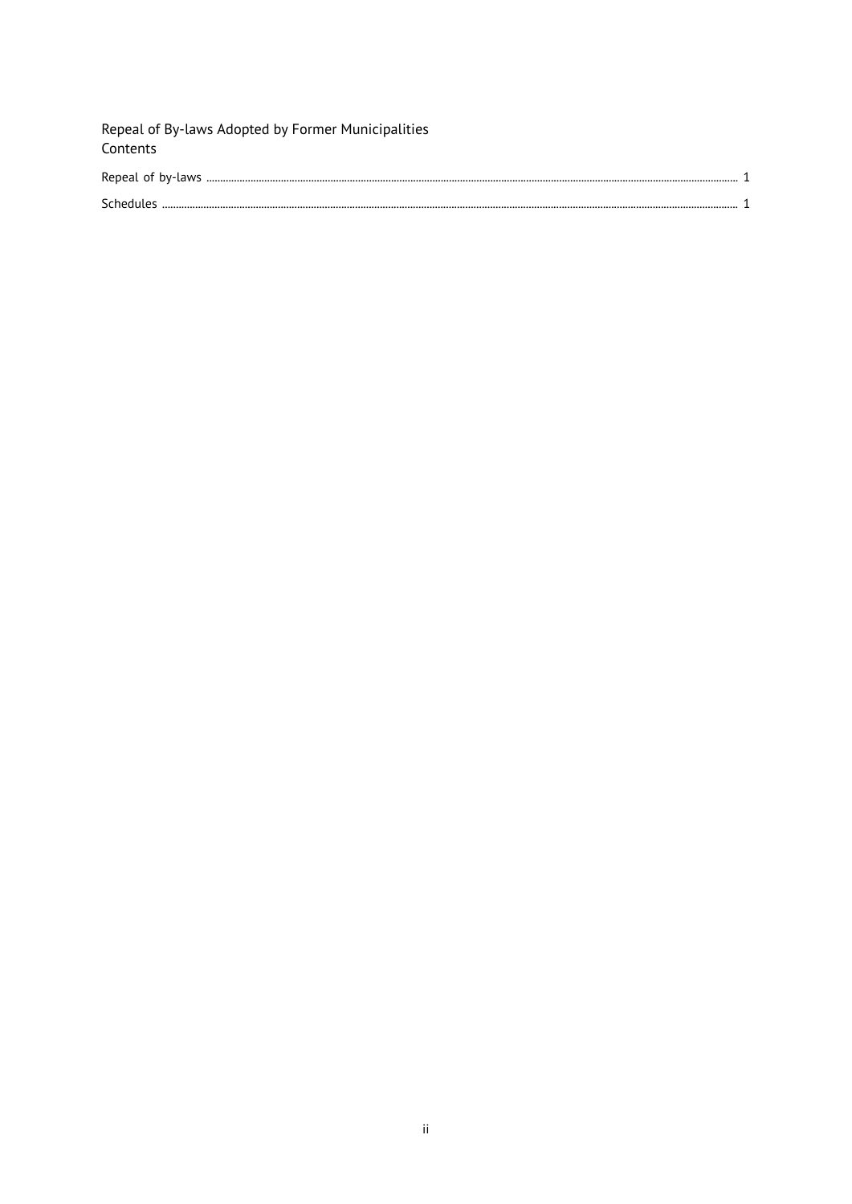Repeal of By-laws Adopted by Former Municipalities

Contents

Repeal of by-laws ........................................................................................................................ 1

Schedules ........................................................................................................................ 1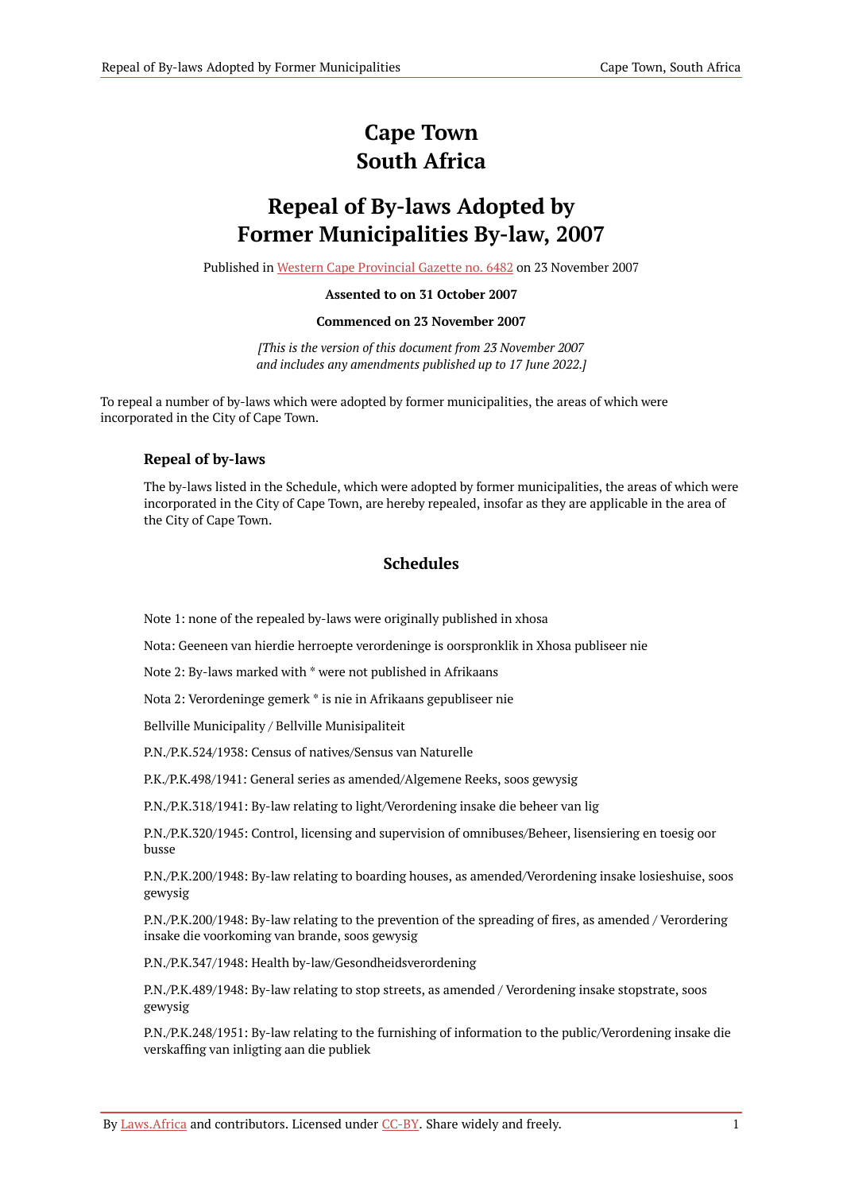# Cape Town
# South Africa

# Repeal of By-laws Adopted by Former Municipalities By-law, 2007

Published in Western Cape Provincial Gazette no. 6482 on 23 November 2007

**Assented to on 31 October 2007**

**Commenced on 23 November 2007**

*[This is the version of this document from 23 November 2007 and includes any amendments published up to 17 June 2022.]*

To repeal a number of by-laws which were adopted by former municipalities, the areas of which were incorporated in the City of Cape Town.

### Repeal of by-laws

The by-laws listed in the Schedule, which were adopted by former municipalities, the areas of which were incorporated in the City of Cape Town, are hereby repealed, insofar as they are applicable in the area of the City of Cape Town.

## Schedules

Note 1: none of the repealed by-laws were originally published in xhosa

Nota: Geeneen van hierdie herroepte verordeninge is oorspronklik in Xhosa publiseer nie

Note 2: By-laws marked with * were not published in Afrikaans

Nota 2: Verordeninge gemerk * is nie in Afrikaans gepubliseer nie

Bellville Municipality / Bellville Munisipaliteit

P.N./P.K.524/1938: Census of natives/Sensus van Naturelle

P.K./P.K.498/1941: General series as amended/Algemene Reeks, soos gewysig

P.N./P.K.318/1941: By-law relating to light/Verordening insake die beheer van lig

P.N./P.K.320/1945: Control, licensing and supervision of omnibuses/Beheer, lisensiering en toesig oor busse

P.N./P.K.200/1948: By-law relating to boarding houses, as amended/Verordening insake losieshuise, soos gewysig

P.N./P.K.200/1948: By-law relating to the prevention of the spreading of fires, as amended / Verordering insake die voorkoming van brande, soos gewysig

P.N./P.K.347/1948: Health by-law/Gesondheidsverordening

P.N./P.K.489/1948: By-law relating to stop streets, as amended / Verordening insake stopstrate, soos gewysig

P.N./P.K.248/1951: By-law relating to the furnishing of information to the public/Verordening insake die verskaffing van inligting aan die publiek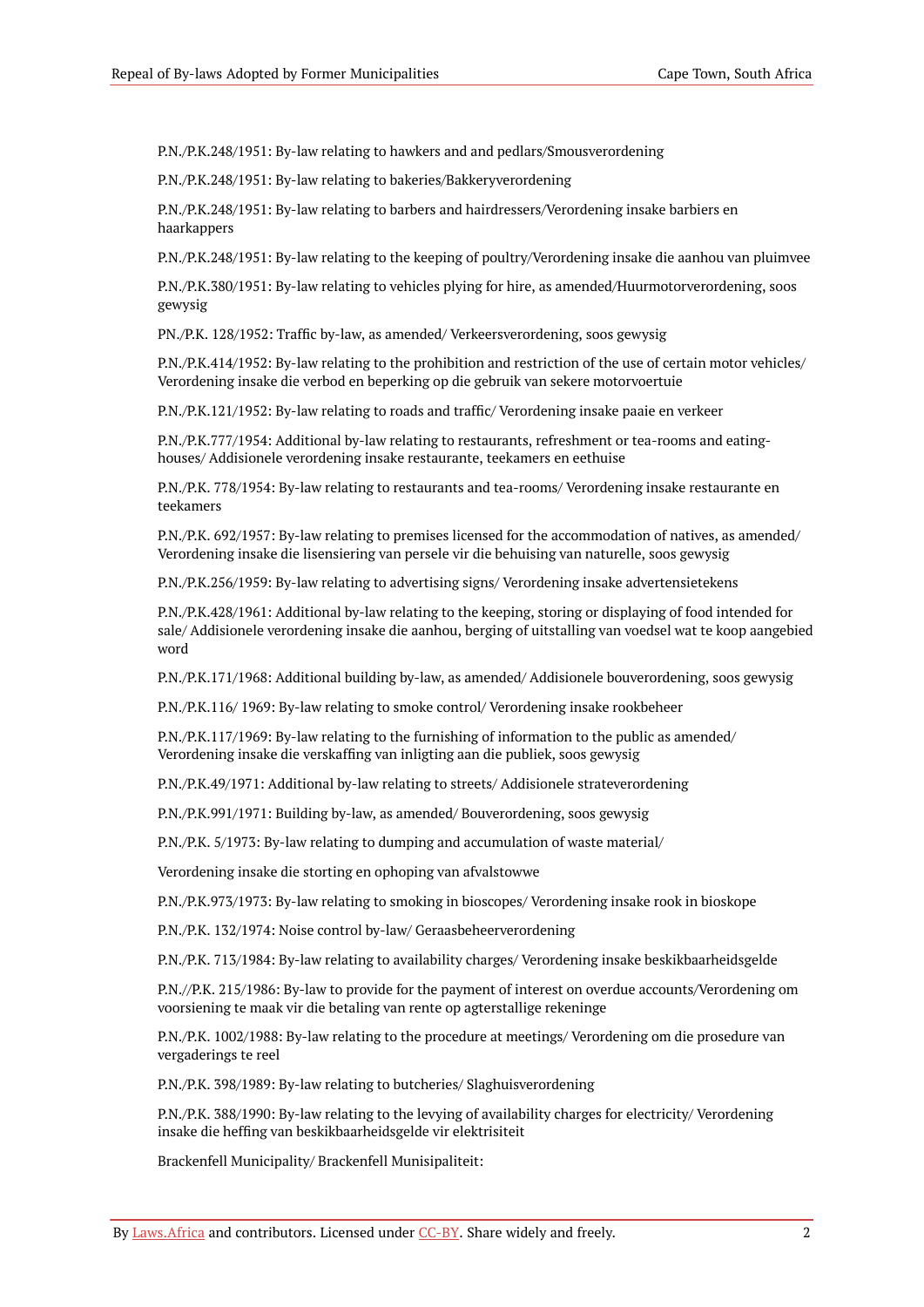P.N./P.K.248/1951: By-law relating to hawkers and and pedlars/Smousverordening

P.N./P.K.248/1951: By-law relating to bakeries/Bakkeryverordening

P.N./P.K.248/1951: By-law relating to barbers and hairdressers/Verordening insake barbiers en haarkappers

P.N./P.K.248/1951: By-law relating to the keeping of poultry/Verordening insake die aanhou van pluimvee

P.N./P.K.380/1951: By-law relating to vehicles plying for hire, as amended/Huurmotorverordening, soos gewysig

PN./P.K. 128/1952: Traffic by-law, as amended/ Verkeersverordening, soos gewysig

P.N./P.K.414/1952: By-law relating to the prohibition and restriction of the use of certain motor vehicles/ Verordening insake die verbod en beperking op die gebruik van sekere motorvoertuie

P.N./P.K.121/1952: By-law relating to roads and traffic/ Verordening insake paaie en verkeer

P.N./P.K.777/1954: Additional by-law relating to restaurants, refreshment or tea-rooms and eating-houses/ Addisionele verordening insake restaurante, teekamers en eethuise

P.N./P.K. 778/1954: By-law relating to restaurants and tea-rooms/ Verordening insake restaurante en teekamers

P.N./P.K. 692/1957: By-law relating to premises licensed for the accommodation of natives, as amended/ Verordening insake die lisensiering van persele vir die behuising van naturelle, soos gewysig

P.N./P.K.256/1959: By-law relating to advertising signs/ Verordening insake advertensietekens

P.N./P.K.428/1961: Additional by-law relating to the keeping, storing or displaying of food intended for sale/ Addisionele verordening insake die aanhou, berging of uitstalling van voedsel wat te koop aangebied word

P.N./P.K.171/1968: Additional building by-law, as amended/ Addisionele bouverordening, soos gewysig

P.N./P.K.116/ 1969: By-law relating to smoke control/ Verordening insake rookbeheer

P.N./P.K.117/1969: By-law relating to the furnishing of information to the public as amended/ Verordening insake die verskaffing van inligting aan die publiek, soos gewysig

P.N./P.K.49/1971: Additional by-law relating to streets/ Addisionele strateverordening

P.N./P.K.991/1971: Building by-law, as amended/ Bouverordening, soos gewysig

P.N./P.K. 5/1973: By-law relating to dumping and accumulation of waste material/

Verordening insake die storting en ophoping van afvalstowwe

P.N./P.K.973/1973: By-law relating to smoking in bioscopes/ Verordening insake rook in bioskope

P.N./P.K. 132/1974: Noise control by-law/ Geraasbeheerverordening

P.N./P.K. 713/1984: By-law relating to availability charges/ Verordening insake beskikbaarheidsgelde

P.N.//P.K. 215/1986: By-law to provide for the payment of interest on overdue accounts/Verordening om voorsiening te maak vir die betaling van rente op agterstallige rekeninge

P.N./P.K. 1002/1988: By-law relating to the procedure at meetings/ Verordening om die prosedure van vergaderings te reel

P.N./P.K. 398/1989: By-law relating to butcheries/ Slaghuisverordening

P.N./P.K. 388/1990: By-law relating to the levying of availability charges for electricity/ Verordening insake die heffing van beskikbaarheidsgelde vir elektrisiteit

Brackenfell Municipality/ Brackenfell Munisipaliteit: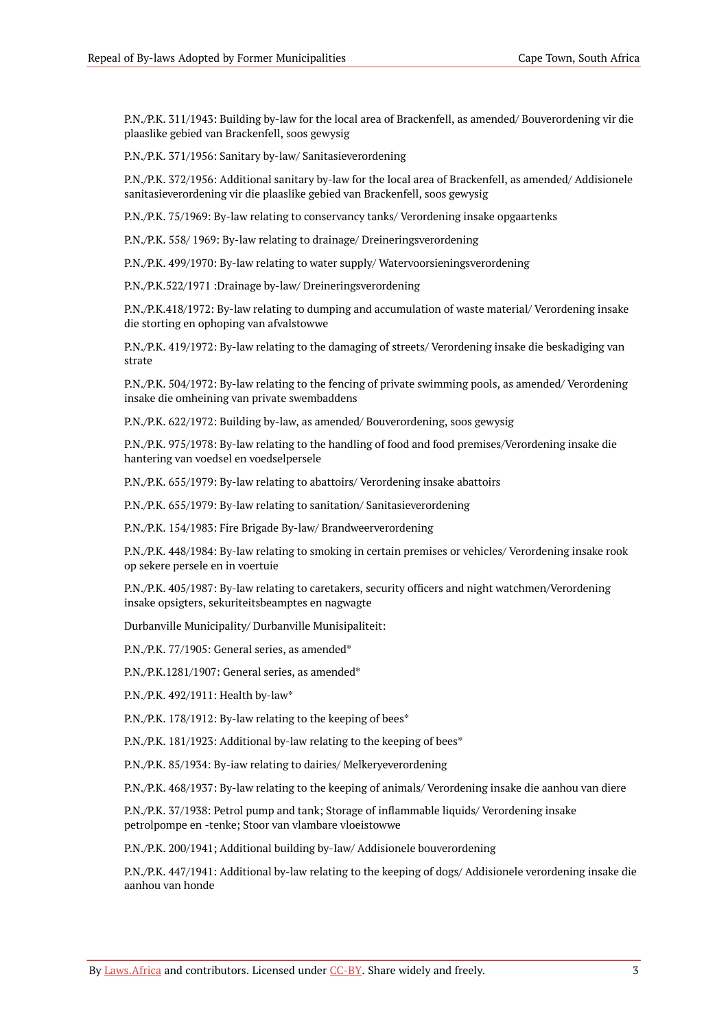P.N./P.K. 311/1943: Building by-law for the local area of Brackenfell, as amended/ Bouverordening vir die plaaslike gebied van Brackenfell, soos gewysig

P.N./P.K. 371/1956: Sanitary by-law/ Sanitasieverordening

P.N./P.K. 372/1956: Additional sanitary by-law for the local area of Brackenfell, as amended/ Addisionele sanitasieverordening vir die plaaslike gebied van Brackenfell, soos gewysig

P.N./P.K. 75/1969: By-law relating to conservancy tanks/ Verordening insake opgaartenks

P.N./P.K. 558/ 1969: By-law relating to drainage/ Dreineringsverordening

P.N./P.K. 499/1970: By-law relating to water supply/ Watervoorsieningsverordening

P.N./P.K.522/1971 :Drainage by-law/ Dreineringsverordening

P.N./P.K.418/1972: By-law relating to dumping and accumulation of waste material/ Verordening insake die storting en ophoping van afvalstowwe

P.N./P.K. 419/1972: By-law relating to the damaging of streets/ Verordening insake die beskadiging van strate

P.N./P.K. 504/1972: By-law relating to the fencing of private swimming pools, as amended/ Verordening insake die omheining van private swembaddens

P.N./P.K. 622/1972: Building by-law, as amended/ Bouverordening, soos gewysig

P.N./P.K. 975/1978: By-law relating to the handling of food and food premises/Verordening insake die hantering van voedsel en voedselpersele

P.N./P.K. 655/1979: By-law relating to abattoirs/ Verordening insake abattoirs

P.N./P.K. 655/1979: By-law relating to sanitation/ Sanitasieverordening

P.N./P.K. 154/1983: Fire Brigade By-law/ Brandweerverordening

P.N./P.K. 448/1984: By-law relating to smoking in certain premises or vehicles/ Verordening insake rook op sekere persele en in voertuie

P.N./P.K. 405/1987: By-law relating to caretakers, security officers and night watchmen/Verordening insake opsigters, sekuriteitsbeamptes en nagwagte

Durbanville Municipality/ Durbanville Munisipaliteit:

P.N./P.K. 77/1905: General series, as amended*

P.N./P.K.1281/1907: General series, as amended*

P.N./P.K. 492/1911: Health by-law*

P.N./P.K. 178/1912: By-law relating to the keeping of bees*

P.N./P.K. 181/1923: Additional by-law relating to the keeping of bees*

P.N./P.K. 85/1934: By-iaw relating to dairies/ Melkeryeverordening

P.N./P.K. 468/1937: By-law relating to the keeping of animals/ Verordening insake die aanhou van diere

P.N./P.K. 37/1938: Petrol pump and tank; Storage of inflammable liquids/ Verordening insake petrolpompe en -tenke; Stoor van vlambare vloeistowwe

P.N./P.K. 200/1941; Additional building by-Iaw/ Addisionele bouverordening

P.N./P.K. 447/1941: Additional by-law relating to the keeping of dogs/ Addisionele verordening insake die aanhou van honde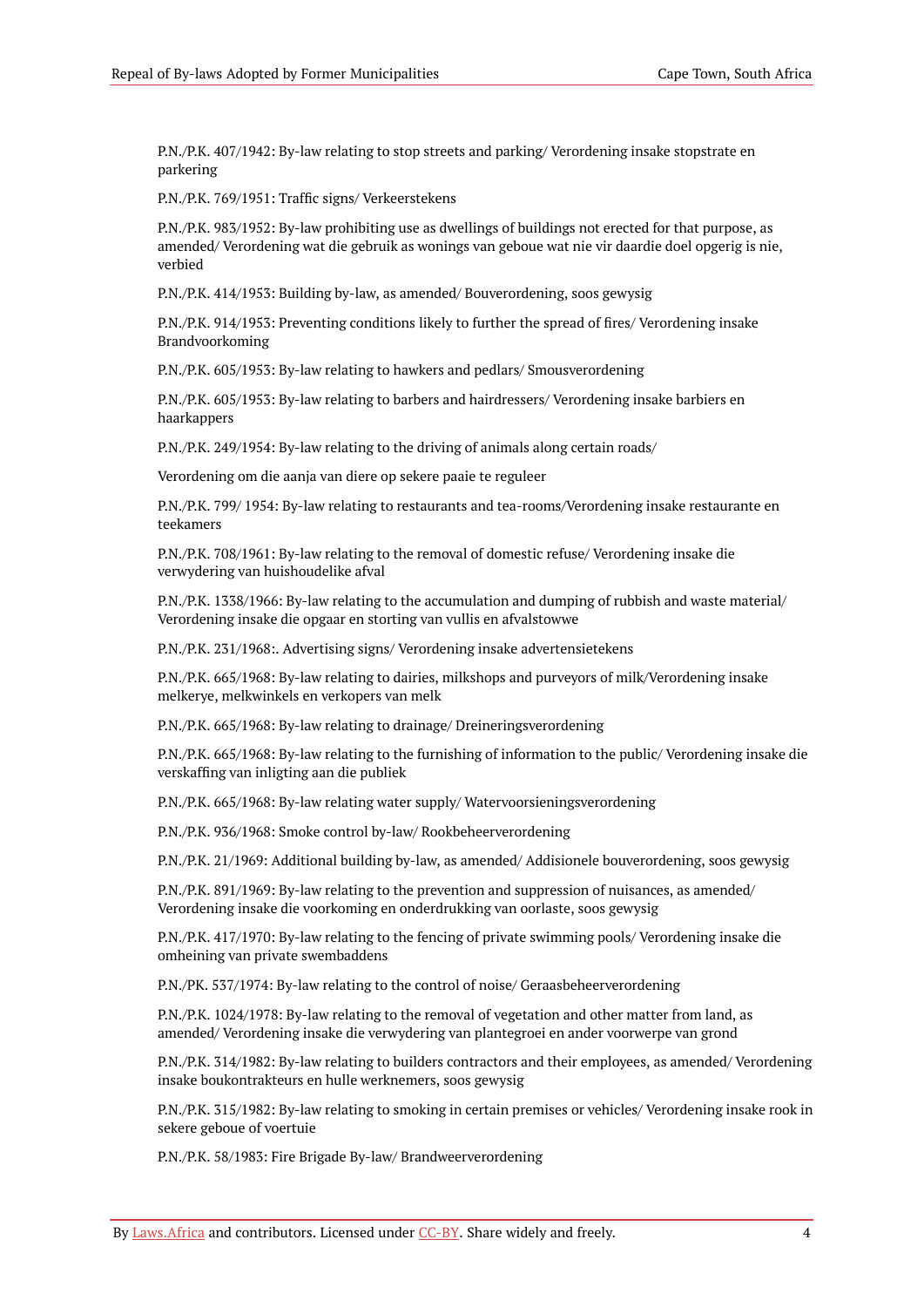P.N./P.K. 407/1942: By-law relating to stop streets and parking/ Verordening insake stopstrate en parkering

P.N./P.K. 769/1951: Traffic signs/ Verkeerstekens

P.N./P.K. 983/1952: By-law prohibiting use as dwellings of buildings not erected for that purpose, as amended/ Verordening wat die gebruik as wonings van geboue wat nie vir daardie doel opgerig is nie, verbied

P.N./P.K. 414/1953: Building by-law, as amended/ Bouverordening, soos gewysig

P.N./P.K. 914/1953: Preventing conditions likely to further the spread of fires/ Verordening insake Brandvoorkoming

P.N./P.K. 605/1953: By-law relating to hawkers and pedlars/ Smousverordening

P.N./P.K. 605/1953: By-law relating to barbers and hairdressers/ Verordening insake barbiers en haarkappers

P.N./P.K. 249/1954: By-law relating to the driving of animals along certain roads/

Verordening om die aanja van diere op sekere paaie te reguleer

P.N./P.K. 799/ 1954: By-law relating to restaurants and tea-rooms/Verordening insake restaurante en teekamers

P.N./P.K. 708/1961: By-law relating to the removal of domestic refuse/ Verordening insake die verwydering van huishoudelike afval

P.N./P.K. 1338/1966: By-law relating to the accumulation and dumping of rubbish and waste material/ Verordening insake die opgaar en storting van vullis en afvalstowwe

P.N./P.K. 231/1968:. Advertising signs/ Verordening insake advertensietekens

P.N./P.K. 665/1968: By-law relating to dairies, milkshops and purveyors of milk/Verordening insake melkerye, melkwinkels en verkopers van melk

P.N./P.K. 665/1968: By-law relating to drainage/ Dreineringsverordening

P.N./P.K. 665/1968: By-law relating to the furnishing of information to the public/ Verordening insake die verskaffing van inligting aan die publiek

P.N./P.K. 665/1968: By-law relating water supply/ Watervoorsieningsverordening

P.N./P.K. 936/1968: Smoke control by-law/ Rookbeheerverordening

P.N./P.K. 21/1969: Additional building by-law, as amended/ Addisionele bouverordening, soos gewysig

P.N./P.K. 891/1969: By-law relating to the prevention and suppression of nuisances, as amended/ Verordening insake die voorkoming en onderdrukking van oorlaste, soos gewysig

P.N./P.K. 417/1970: By-law relating to the fencing of private swimming pools/ Verordening insake die omheining van private swembaddens

P.N./PK. 537/1974: By-law relating to the control of noise/ Geraasbeheerverordening

P.N./P.K. 1024/1978: By-law relating to the removal of vegetation and other matter from land, as amended/ Verordening insake die verwydering van plantegroei en ander voorwerpe van grond

P.N./P.K. 314/1982: By-law relating to builders contractors and their employees, as amended/ Verordening insake boukontrakteurs en hulle werknemers, soos gewysig

P.N./P.K. 315/1982: By-law relating to smoking in certain premises or vehicles/ Verordening insake rook in sekere geboue of voertuie

P.N./P.K. 58/1983: Fire Brigade By-law/ Brandweerverordening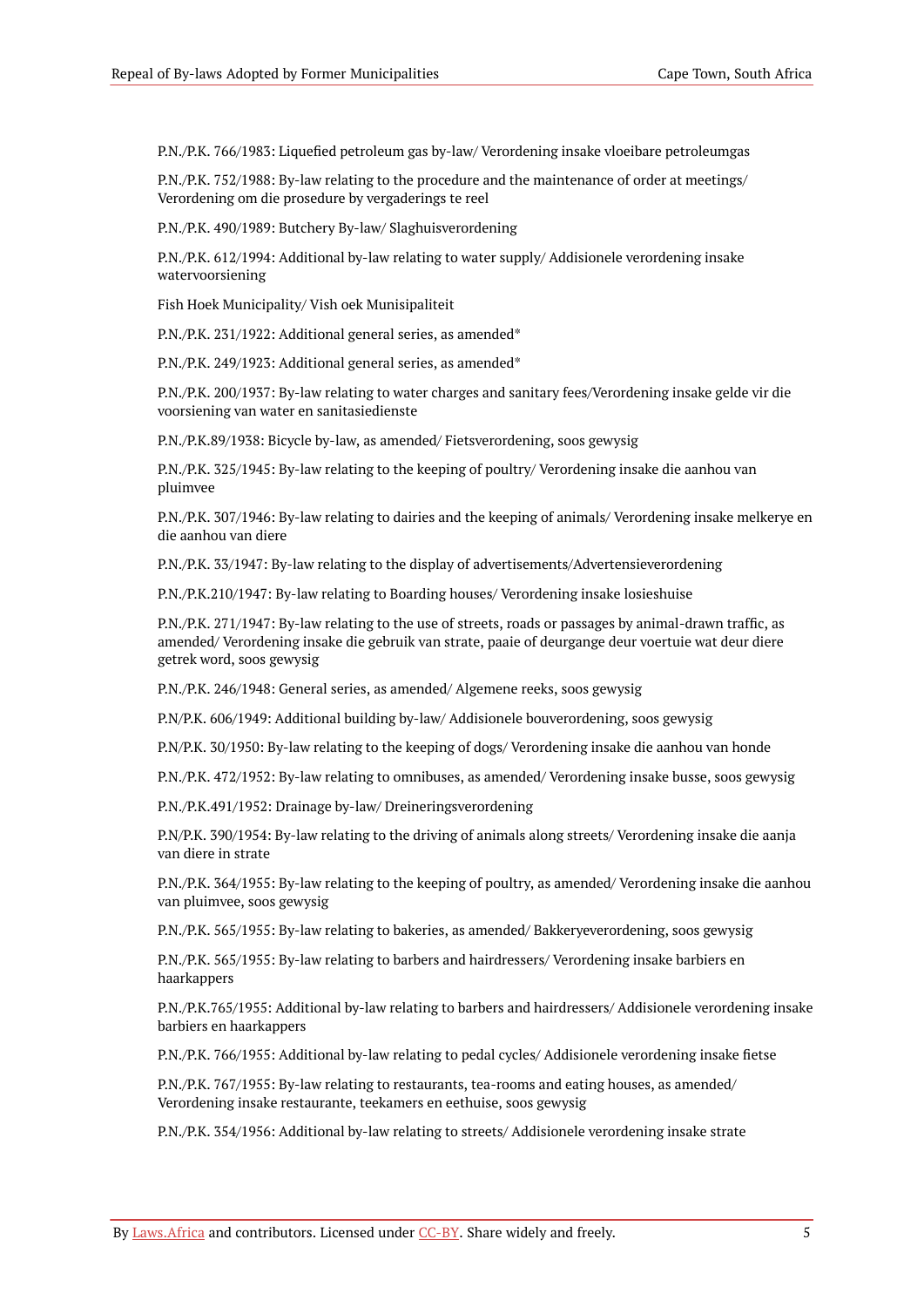P.N./P.K. 766/1983: Liquefied petroleum gas by-law/ Verordening insake vloeibare petroleumgas

P.N./P.K. 752/1988: By-law relating to the procedure and the maintenance of order at meetings/ Verordening om die prosedure by vergaderings te reel

P.N./P.K. 490/1989: Butchery By-law/ Slaghuisverordening

P.N./P.K. 612/1994: Additional by-law relating to water supply/ Addisionele verordening insake watervoorsiening

Fish Hoek Municipality/ Vish oek Munisipaliteit

P.N./P.K. 231/1922: Additional general series, as amended*

P.N./P.K. 249/1923: Additional general series, as amended*

P.N./P.K. 200/1937: By-law relating to water charges and sanitary fees/Verordening insake gelde vir die voorsiening van water en sanitasiedienste

P.N./P.K.89/1938: Bicycle by-law, as amended/ Fietsverordening, soos gewysig

P.N./P.K. 325/1945: By-law relating to the keeping of poultry/ Verordening insake die aanhou van pluimvee

P.N./P.K. 307/1946: By-law relating to dairies and the keeping of animals/ Verordening insake melkerye en die aanhou van diere

P.N./P.K. 33/1947: By-law relating to the display of advertisements/Advertensieverordening

P.N./P.K.210/1947: By-law relating to Boarding houses/ Verordening insake losieshuise

P.N./P.K. 271/1947: By-law relating to the use of streets, roads or passages by animal-drawn traffic, as amended/ Verordening insake die gebruik van strate, paaie of deurgange deur voertuie wat deur diere getrek word, soos gewysig

P.N./P.K. 246/1948: General series, as amended/ Algemene reeks, soos gewysig

P.N/P.K. 606/1949: Additional building by-law/ Addisionele bouverordening, soos gewysig

P.N/P.K. 30/1950: By-law relating to the keeping of dogs/ Verordening insake die aanhou van honde

P.N./P.K. 472/1952: By-law relating to omnibuses, as amended/ Verordening insake busse, soos gewysig

P.N./P.K.491/1952: Drainage by-law/ Dreineringsverordening

P.N/P.K. 390/1954: By-law relating to the driving of animals along streets/ Verordening insake die aanja van diere in strate

P.N./P.K. 364/1955: By-law relating to the keeping of poultry, as amended/ Verordening insake die aanhou van pluimvee, soos gewysig

P.N./P.K. 565/1955: By-law relating to bakeries, as amended/ Bakkeryeverordening, soos gewysig

P.N./P.K. 565/1955: By-law relating to barbers and hairdressers/ Verordening insake barbiers en haarkappers

P.N./P.K.765/1955: Additional by-law relating to barbers and hairdressers/ Addisionele verordening insake barbiers en haarkappers

P.N./P.K. 766/1955: Additional by-law relating to pedal cycles/ Addisionele verordening insake fietse

P.N./P.K. 767/1955: By-law relating to restaurants, tea-rooms and eating houses, as amended/ Verordening insake restaurante, teekamers en eethuise, soos gewysig

P.N./P.K. 354/1956: Additional by-law relating to streets/ Addisionele verordening insake strate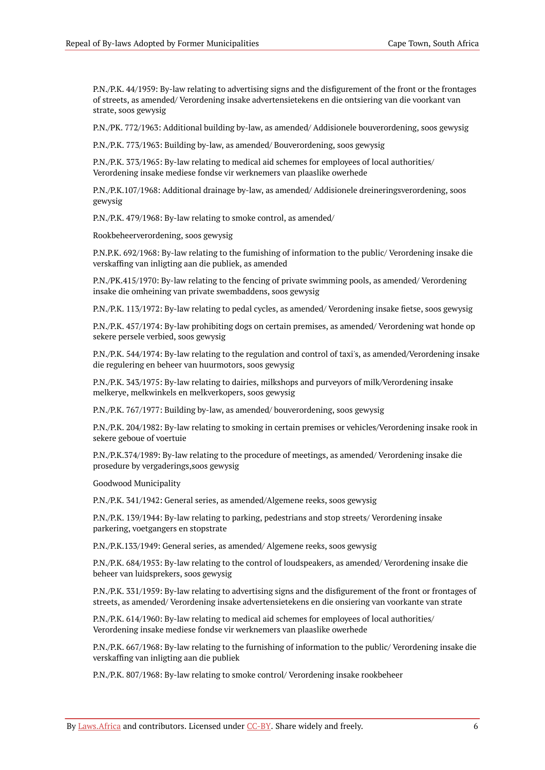P.N./P.K. 44/1959: By-law relating to advertising signs and the disfigurement of the front or the frontages of streets, as amended/ Verordening insake advertensietekens en die ontsiering van die voorkant van strate, soos gewysig

P.N./PK. 772/1963: Additional building by-law, as amended/ Addisionele bouverordening, soos gewysig

P.N./P.K. 773/1963: Building by-law, as amended/ Bouverordening, soos gewysig

P.N./P.K. 373/1965: By-law relating to medical aid schemes for employees of local authorities/ Verordening insake mediese fondse vir werknemers van plaaslike owerhede

P.N./P.K.107/1968: Additional drainage by-law, as amended/ Addisionele dreineringsverordening, soos gewysig

P.N./P.K. 479/1968: By-law relating to smoke control, as amended/

Rookbeheerverordening, soos gewysig

P.N.P.K. 692/1968: By-law relating to the fumishing of information to the public/ Verordening insake die verskaffing van inligting aan die publiek, as amended

P.N./PK.415/1970: By-law relating to the fencing of private swimming pools, as amended/ Verordening insake die omheining van private swembaddens, soos gewysig

P.N./P.K. 113/1972: By-law relating to pedal cycles, as amended/ Verordening insake fietse, soos gewysig

P.N./P.K. 457/1974: By-law prohibiting dogs on certain premises, as amended/ Verordening wat honde op sekere persele verbied, soos gewysig

P.N./P.K. 544/1974: By-law relating to the regulation and control of taxi's, as amended/Verordening insake die regulering en beheer van huurmotors, soos gewysig

P.N./P.K. 343/1975: By-law relating to dairies, milkshops and purveyors of milk/Verordening insake melkerye, melkwinkels en melkverkopers, soos gewysig

P.N./P.K. 767/1977: Building by-law, as amended/ bouverordening, soos gewysig

P.N./P.K. 204/1982: By-law relating to smoking in certain premises or vehicles/Verordening insake rook in sekere geboue of voertuie

P.N./P.K.374/1989: By-law relating to the procedure of meetings, as amended/ Verordening insake die prosedure by vergaderings,soos gewysig

Goodwood Municipality

P.N./P.K. 341/1942: General series, as amended/Algemene reeks, soos gewysig

P.N./P.K. 139/1944: By-law relating to parking, pedestrians and stop streets/ Verordening insake parkering, voetgangers en stopstrate

P.N./P.K.133/1949: General series, as amended/ Algemene reeks, soos gewysig

P.N./P.K. 684/1953: By-law relating to the control of loudspeakers, as amended/ Verordening insake die beheer van luidsprekers, soos gewysig

P.N./P.K. 331/1959: By-law relating to advertising signs and the disfigurement of the front or frontages of streets, as amended/ Verordening insake advertensietekens en die onsiering van voorkante van strate

P.N./P.K. 614/1960: By-law relating to medical aid schemes for employees of local authorities/ Verordening insake mediese fondse vir werknemers van plaaslike owerhede

P.N./P.K. 667/1968: By-law relating to the furnishing of information to the public/ Verordening insake die verskaffing van inligting aan die publiek

P.N./P.K. 807/1968: By-law relating to smoke control/ Verordening insake rookbeheer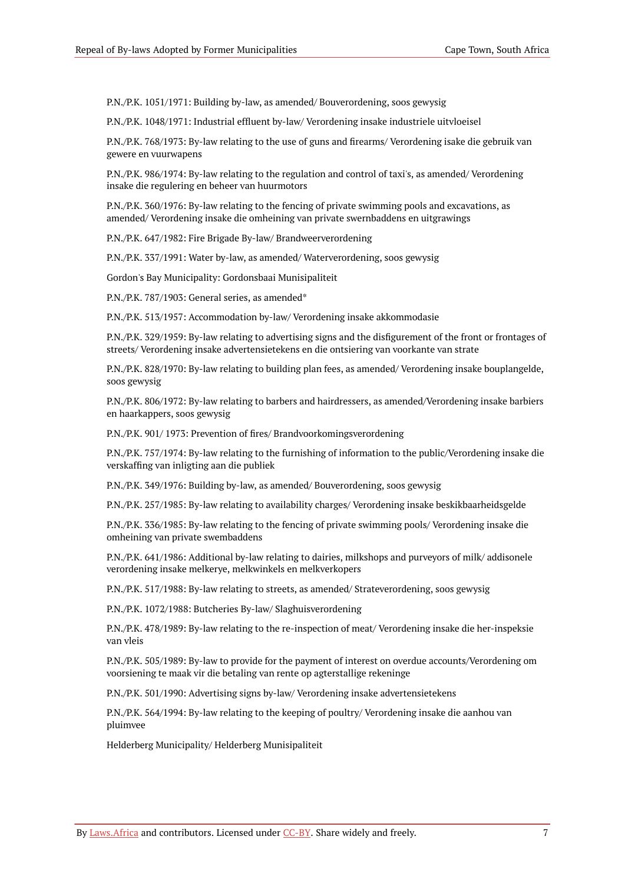P.N./P.K. 1051/1971: Building by-law, as amended/ Bouverordening, soos gewysig

P.N./P.K. 1048/1971: Industrial effluent by-law/ Verordening insake industriele uitvloeisel

P.N./P.K. 768/1973: By-law relating to the use of guns and firearms/ Verordening isake die gebruik van gewere en vuurwapens

P.N./P.K. 986/1974: By-law relating to the regulation and control of taxi's, as amended/ Verordening insake die regulering en beheer van huurmotors

P.N./P.K. 360/1976: By-law relating to the fencing of private swimming pools and excavations, as amended/ Verordening insake die omheining van private swernbaddens en uitgrawings

P.N./P.K. 647/1982: Fire Brigade By-law/ Brandweerverordening

P.N./P.K. 337/1991: Water by-law, as amended/ Waterverordening, soos gewysig

Gordon's Bay Municipality: Gordonsbaai Munisipaliteit

P.N./P.K. 787/1903: General series, as amended*

P.N./P.K. 513/1957: Accommodation by-law/ Verordening insake akkommodasie

P.N./P.K. 329/1959: By-law relating to advertising signs and the disfigurement of the front or frontages of streets/ Verordening insake advertensietekens en die ontsiering van voorkante van strate

P.N./P.K. 828/1970: By-law relating to building plan fees, as amended/ Verordening insake bouplangelde, soos gewysig

P.N./P.K. 806/1972: By-law relating to barbers and hairdressers, as amended/Verordening insake barbiers en haarkappers, soos gewysig

P.N./P.K. 901/ 1973: Prevention of fires/ Brandvoorkomingsverordening

P.N./P.K. 757/1974: By-law relating to the furnishing of information to the public/Verordening insake die verskaffing van inligting aan die publiek

P.N./P.K. 349/1976: Building by-law, as amended/ Bouverordening, soos gewysig

P.N./P.K. 257/1985: By-law relating to availability charges/ Verordening insake beskikbaarheidsgelde

P.N./P.K. 336/1985: By-law relating to the fencing of private swimming pools/ Verordening insake die omheining van private swembaddens

P.N./P.K. 641/1986: Additional by-law relating to dairies, milkshops and purveyors of milk/ addisonele verordening insake melkerye, melkwinkels en melkverkopers

P.N./P.K. 517/1988: By-law relating to streets, as amended/ Strateverordening, soos gewysig

P.N./P.K. 1072/1988: Butcheries By-law/ Slaghuisverordening

P.N./P.K. 478/1989: By-law relating to the re-inspection of meat/ Verordening insake die her-inspeksie van vleis

P.N./P.K. 505/1989: By-law to provide for the payment of interest on overdue accounts/Verordening om voorsiening te maak vir die betaling van rente op agterstallige rekeninge

P.N./P.K. 501/1990: Advertising signs by-law/ Verordening insake advertensietekens

P.N./P.K. 564/1994: By-law relating to the keeping of poultry/ Verordening insake die aanhou van pluimvee

Helderberg Municipality/ Helderberg Munisipaliteit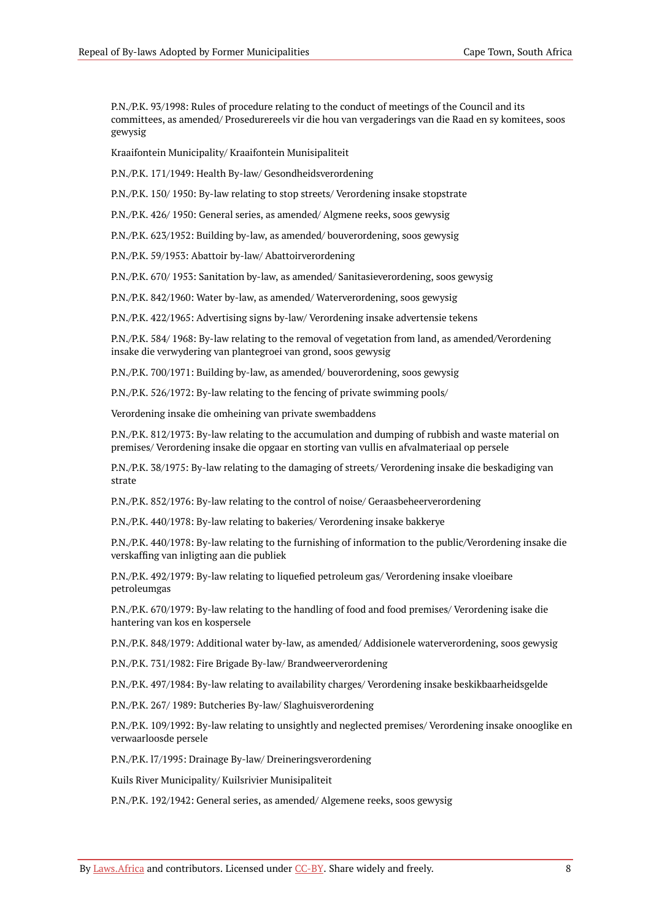P.N./P.K. 93/1998: Rules of procedure relating to the conduct of meetings of the Council and its committees, as amended/ Prosedurereels vir die hou van vergaderings van die Raad en sy komitees, soos gewysig

Kraaifontein Municipality/ Kraaifontein Munisipaliteit

P.N./P.K. 171/1949: Health By-law/ Gesondheidsverordening

P.N./P.K. 150/ 1950: By-law relating to stop streets/ Verordening insake stopstrate

P.N./P.K. 426/ 1950: General series, as amended/ Algmene reeks, soos gewysig

P.N./P.K. 623/1952: Building by-law, as amended/ bouverordening, soos gewysig

P.N./P.K. 59/1953: Abattoir by-law/ Abattoirverordening

P.N./P.K. 670/ 1953: Sanitation by-law, as amended/ Sanitasieverordening, soos gewysig

P.N./P.K. 842/1960: Water by-law, as amended/ Waterverordening, soos gewysig

P.N./P.K. 422/1965: Advertising signs by-law/ Verordening insake advertensie tekens

P.N./P.K. 584/ 1968: By-law relating to the removal of vegetation from land, as amended/Verordening insake die verwydering van plantegroei van grond, soos gewysig

P.N./P.K. 700/1971: Building by-law, as amended/ bouverordening, soos gewysig

P.N./P.K. 526/1972: By-law relating to the fencing of private swimming pools/

Verordening insake die omheining van private swembaddens

P.N./P.K. 812/1973: By-law relating to the accumulation and dumping of rubbish and waste material on premises/ Verordening insake die opgaar en storting van vullis en afvalmateriaal op persele

P.N./P.K. 38/1975: By-law relating to the damaging of streets/ Verordening insake die beskadiging van strate

P.N./P.K. 852/1976: By-law relating to the control of noise/ Geraasbeheerverordening

P.N./P.K. 440/1978: By-law relating to bakeries/ Verordening insake bakkerye

P.N./P.K. 440/1978: By-law relating to the furnishing of information to the public/Verordening insake die verskaffing van inligting aan die publiek

P.N./P.K. 492/1979: By-law relating to liquefied petroleum gas/ Verordening insake vloeibare petroleumgas

P.N./P.K. 670/1979: By-law relating to the handling of food and food premises/ Verordening isake die hantering van kos en kospersele

P.N./P.K. 848/1979: Additional water by-law, as amended/ Addisionele waterverordening, soos gewysig

P.N./P.K. 731/1982: Fire Brigade By-law/ Brandweerverordening

P.N./P.K. 497/1984: By-law relating to availability charges/ Verordening insake beskikbaarheidsgelde

P.N./P.K. 267/ 1989: Butcheries By-law/ Slaghuisverordening

P.N./P.K. 109/1992: By-law relating to unsightly and neglected premises/ Verordening insake onooglike en verwaarloosde persele

P.N./P.K. l7/1995: Drainage By-law/ Dreineringsverordening

Kuils River Municipality/ Kuilsrivier Munisipaliteit

P.N./P.K. 192/1942: General series, as amended/ Algemene reeks, soos gewysig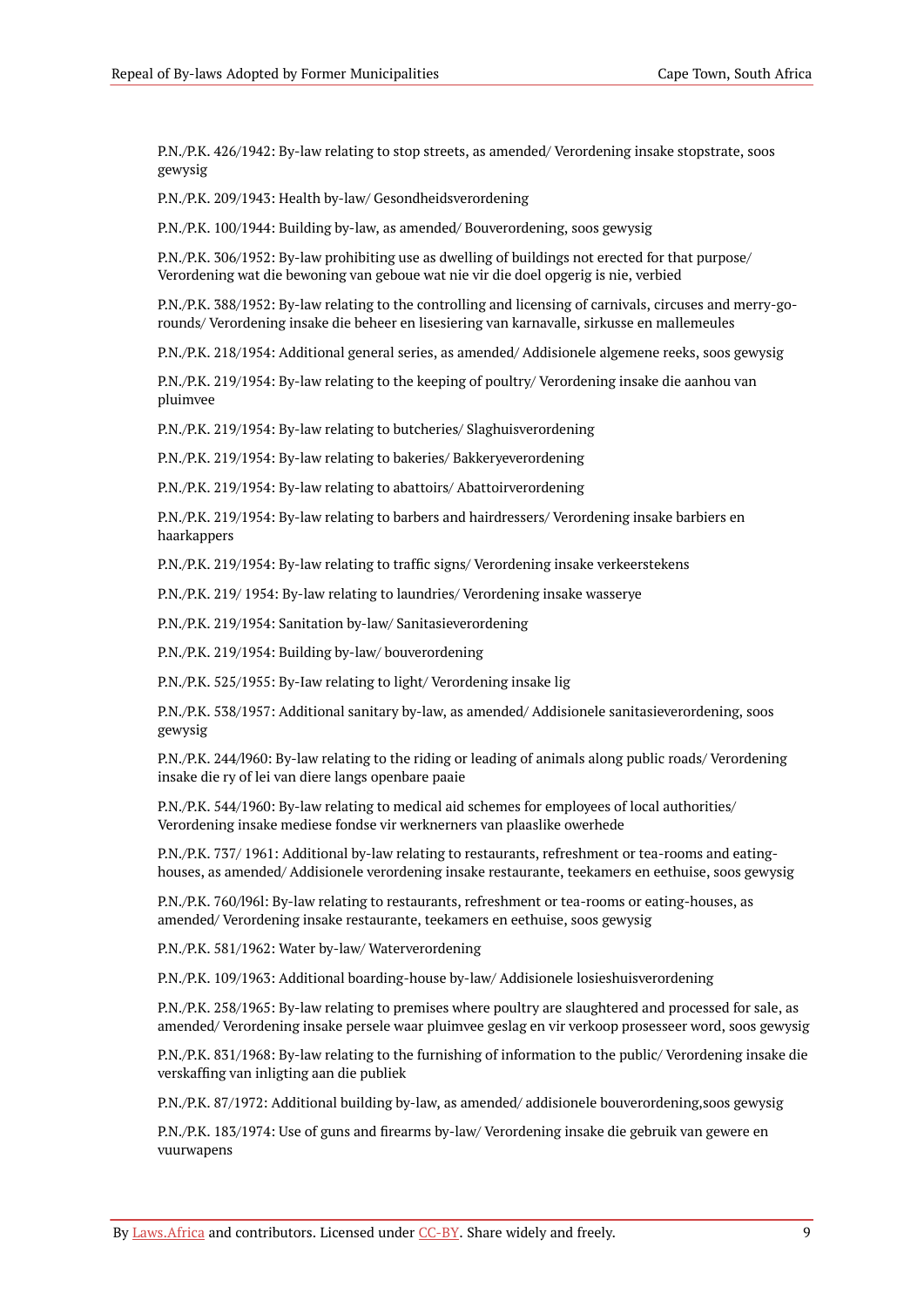P.N./P.K. 426/1942: By-law relating to stop streets, as amended/ Verordening insake stopstrate, soos gewysig

P.N./P.K. 209/1943: Health by-law/ Gesondheidsverordening

P.N./P.K. 100/1944: Building by-law, as amended/ Bouverordening, soos gewysig

P.N./P.K. 306/1952: By-law prohibiting use as dwelling of buildings not erected for that purpose/ Verordening wat die bewoning van geboue wat nie vir die doel opgerig is nie, verbied

P.N./P.K. 388/1952: By-law relating to the controlling and licensing of carnivals, circuses and merry-go-rounds/ Verordening insake die beheer en lisesiering van karnavalle, sirkusse en mallemeules

P.N./P.K. 218/1954: Additional general series, as amended/ Addisionele algemene reeks, soos gewysig

P.N./P.K. 219/1954: By-law relating to the keeping of poultry/ Verordening insake die aanhou van pluimvee

P.N./P.K. 219/1954: By-law relating to butcheries/ Slaghuisverordening

P.N./P.K. 219/1954: By-law relating to bakeries/ Bakkeryeverordening

P.N./P.K. 219/1954: By-law relating to abattoirs/ Abattoirverordening

P.N./P.K. 219/1954: By-law relating to barbers and hairdressers/ Verordening insake barbiers en haarkappers

P.N./P.K. 219/1954: By-law relating to traffic signs/ Verordening insake verkeerstekens

P.N./P.K. 219/ 1954: By-law relating to laundries/ Verordening insake wasserye

P.N./P.K. 219/1954: Sanitation by-law/ Sanitasieverordening

P.N./P.K. 219/1954: Building by-law/ bouverordening

P.N./P.K. 525/1955: By-Iaw relating to light/ Verordening insake lig

P.N./P.K. 538/1957: Additional sanitary by-law, as amended/ Addisionele sanitasieverordening, soos gewysig

P.N./P.K. 244/l960: By-law relating to the riding or leading of animals along public roads/ Verordening insake die ry of lei van diere langs openbare paaie

P.N./P.K. 544/1960: By-law relating to medical aid schemes for employees of local authorities/ Verordening insake mediese fondse vir werknerners van plaaslike owerhede

P.N./P.K. 737/ 1961: Additional by-law relating to restaurants, refreshment or tea-rooms and eating-houses, as amended/ Addisionele verordening insake restaurante, teekamers en eethuise, soos gewysig

P.N./P.K. 760/l96l: By-law relating to restaurants, refreshment or tea-rooms or eating-houses, as amended/ Verordening insake restaurante, teekamers en eethuise, soos gewysig

P.N./P.K. 581/1962: Water by-law/ Waterverordening

P.N./P.K. 109/1963: Additional boarding-house by-law/ Addisionele losieshuisverordening

P.N./P.K. 258/1965: By-law relating to premises where poultry are slaughtered and processed for sale, as amended/ Verordening insake persele waar pluimvee geslag en vir verkoop prosesseer word, soos gewysig

P.N./P.K. 831/1968: By-law relating to the furnishing of information to the public/ Verordening insake die verskaffing van inligting aan die publiek

P.N./P.K. 87/1972: Additional building by-law, as amended/ addisionele bouverordening,soos gewysig

P.N./P.K. 183/1974: Use of guns and firearms by-law/ Verordening insake die gebruik van gewere en vuurwapens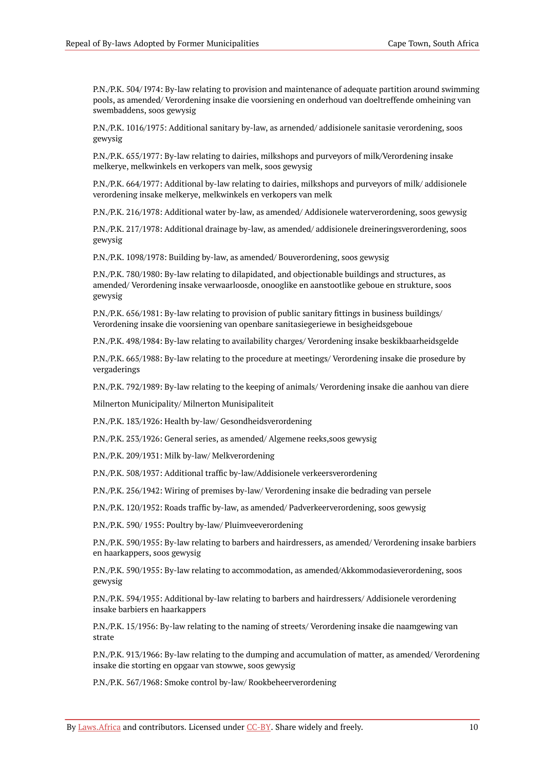P.N./P.K. 504/ I974: By-law relating to provision and maintenance of adequate partition around swimming pools, as amended/ Verordening insake die voorsiening en onderhoud van doeltreffende omheining van swembaddens, soos gewysig

P.N./P.K. 1016/1975: Additional sanitary by-law, as arnended/ addisionele sanitasie verordening, soos gewysig

P.N./P.K. 655/1977: By-law relating to dairies, milkshops and purveyors of milk/Verordening insake melkerye, melkwinkels en verkopers van melk, soos gewysig

P.N./P.K. 664/1977: Additional by-law relating to dairies, milkshops and purveyors of milk/ addisionele verordening insake melkerye, melkwinkels en verkopers van melk

P.N./P.K. 216/1978: Additional water by-law, as amended/ Addisionele waterverordening, soos gewysig

P.N./P.K. 217/1978: Additional drainage by-law, as amended/ addisionele dreineringsverordening, soos gewysig

P.N./P.K. 1098/1978: Building by-law, as amended/ Bouverordening, soos gewysig

P.N./P.K. 780/1980: By-law relating to dilapidated, and objectionable buildings and structures, as amended/ Verordening insake verwaarloosde, onooglike en aanstootlike geboue en strukture, soos gewysig

P.N./P.K. 656/1981: By-law relating to provision of public sanitary fittings in business buildings/ Verordening insake die voorsiening van openbare sanitasiegeriewe in besigheidsgeboue

P.N./P.K. 498/1984: By-law relating to availability charges/ Verordening insake beskikbaarheidsgelde

P.N./P.K. 665/1988: By-law relating to the procedure at meetings/ Verordening insake die prosedure by vergaderings

P.N./P.K. 792/1989: By-law relating to the keeping of animals/ Verordening insake die aanhou van diere

Milnerton Municipality/ Milnerton Munisipaliteit

P.N./P.K. 183/1926: Health by-law/ Gesondheidsverordening

P.N./P.K. 253/1926: General series, as amended/ Algemene reeks,soos gewysig

P.N./P.K. 209/1931: Milk by-law/ Melkverordening

P.N./P.K. 508/1937: Additional traffic by-law/Addisionele verkeersverordening

P.N./P.K. 256/1942: Wiring of premises by-law/ Verordening insake die bedrading van persele

P.N./P.K. 120/1952: Roads traffic by-law, as amended/ Padverkeerverordening, soos gewysig

P.N./P.K. 590/ 1955: Poultry by-law/ Pluimveeverordening

P.N./P.K. 590/1955: By-law relating to barbers and hairdressers, as amended/ Verordening insake barbiers en haarkappers, soos gewysig

P.N./P.K. 590/1955: By-law relating to accommodation, as amended/Akkommodasieverordening, soos gewysig

P.N./P.K. 594/1955: Additional by-law relating to barbers and hairdressers/ Addisionele verordening insake barbiers en haarkappers

P.N./P.K. 15/1956: By-law relating to the naming of streets/ Verordening insake die naamgewing van strate

P.N./P.K. 913/1966: By-law relating to the dumping and accumulation of matter, as amended/ Verordening insake die storting en opgaar van stowwe, soos gewysig

P.N./P.K. 567/1968: Smoke control by-law/ Rookbeheerverordening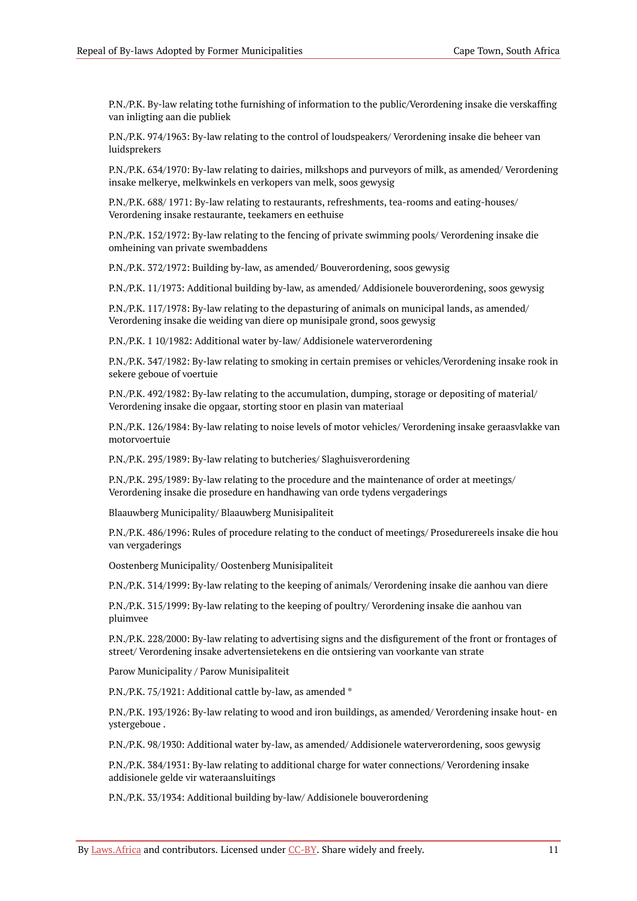P.N./P.K. By-law relating tothe furnishing of information to the public/Verordening insake die verskaffing van inligting aan die publiek

P.N./P.K. 974/1963: By-law relating to the control of loudspeakers/ Verordening insake die beheer van luidsprekers

P.N./P.K. 634/1970: By-law relating to dairies, milkshops and purveyors of milk, as amended/ Verordening insake melkerye, melkwinkels en verkopers van melk, soos gewysig

P.N./P.K. 688/ 1971: By-law relating to restaurants, refreshments, tea-rooms and eating-houses/ Verordening insake restaurante, teekamers en eethuise

P.N./P.K. 152/1972: By-law relating to the fencing of private swimming pools/ Verordening insake die omheining van private swembaddens

P.N./P.K. 372/1972: Building by-law, as amended/ Bouverordening, soos gewysig

P.N./P.K. 11/1973: Additional building by-law, as amended/ Addisionele bouverordening, soos gewysig

P.N./P.K. 117/1978: By-law relating to the depasturing of animals on municipal lands, as amended/ Verordening insake die weiding van diere op munisipale grond, soos gewysig

P.N./P.K. 1 10/1982: Additional water by-law/ Addisionele waterverordening

P.N./P.K. 347/1982: By-law relating to smoking in certain premises or vehicles/Verordening insake rook in sekere geboue of voertuie

P.N./P.K. 492/1982: By-law relating to the accumulation, dumping, storage or depositing of material/ Verordening insake die opgaar, storting stoor en plasin van materiaal

P.N./P.K. 126/1984: By-law relating to noise levels of motor vehicles/ Verordening insake geraasvlakke van motorvoertuie

P.N./P.K. 295/1989: By-law relating to butcheries/ Slaghuisverordening

P.N./P.K. 295/1989: By-law relating to the procedure and the maintenance of order at meetings/ Verordening insake die prosedure en handhawing van orde tydens vergaderings

Blaauwberg Municipality/ Blaauwberg Munisipaliteit

P.N./P.K. 486/1996: Rules of procedure relating to the conduct of meetings/ Prosedurereels insake die hou van vergaderings

Oostenberg Municipality/ Oostenberg Munisipaliteit

P.N./P.K. 314/1999: By-law relating to the keeping of animals/ Verordening insake die aanhou van diere

P.N./P.K. 315/1999: By-law relating to the keeping of poultry/ Verordening insake die aanhou van pluimvee

P.N./P.K. 228/2000: By-law relating to advertising signs and the disfigurement of the front or frontages of street/ Verordening insake advertensietekens en die ontsiering van voorkante van strate

Parow Municipality / Parow Munisipaliteit

P.N./P.K. 75/1921: Additional cattle by-law, as amended *

P.N./P.K. 193/1926: By-law relating to wood and iron buildings, as amended/ Verordening insake hout- en ystergeboue .

P.N./P.K. 98/1930: Additional water by-law, as amended/ Addisionele waterverordening, soos gewysig

P.N./P.K. 384/1931: By-law relating to additional charge for water connections/ Verordening insake addisionele gelde vir wateraansluitings

P.N./P.K. 33/1934: Additional building by-law/ Addisionele bouverordening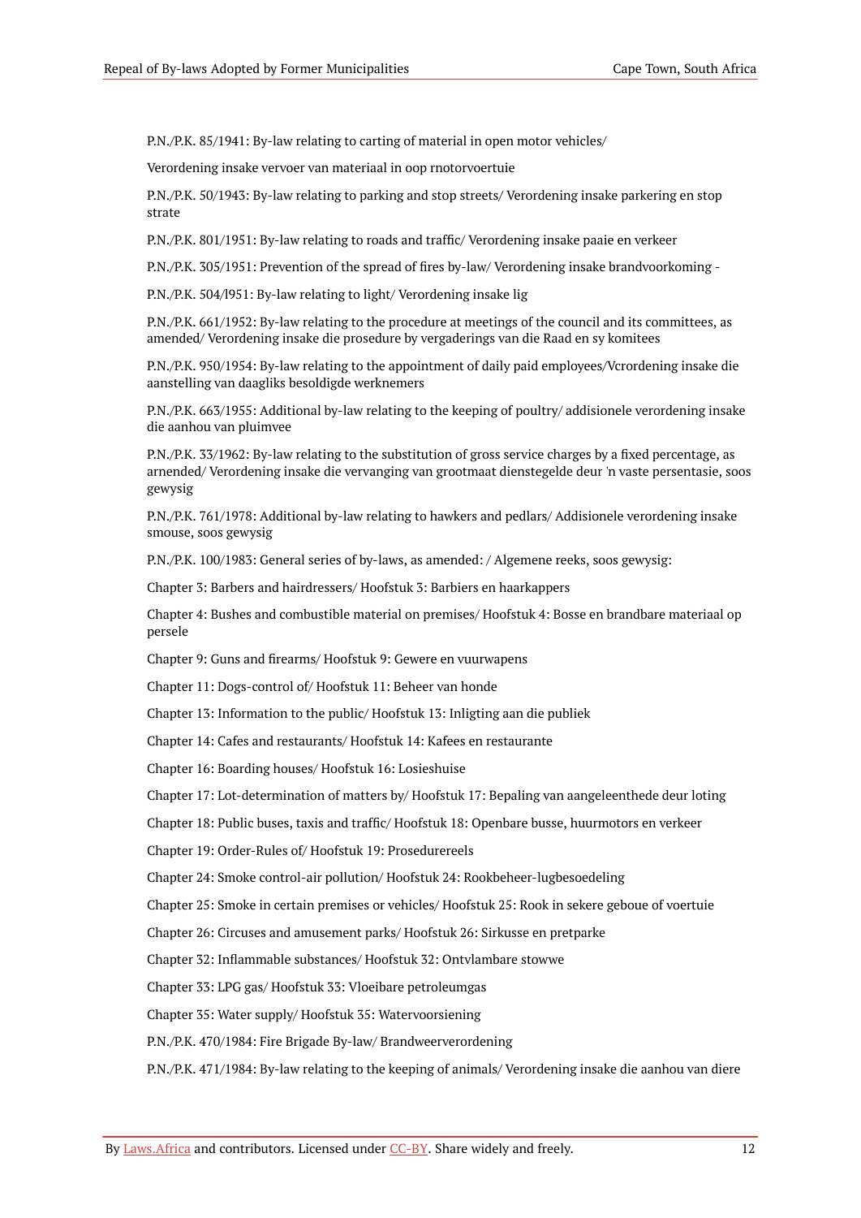P.N./P.K. 85/1941: By-law relating to carting of material in open motor vehicles/

Verordening insake vervoer van materiaal in oop rnotorvoertuie

P.N./P.K. 50/1943: By-law relating to parking and stop streets/ Verordening insake parkering en stop strate

P.N./P.K. 801/1951: By-law relating to roads and traffic/ Verordening insake paaie en verkeer

P.N./P.K. 305/1951: Prevention of the spread of fires by-law/ Verordening insake brandvoorkoming -

P.N./P.K. 504/l951: By-law relating to light/ Verordening insake lig

P.N./P.K. 661/1952: By-law relating to the procedure at meetings of the council and its committees, as amended/ Verordening insake die prosedure by vergaderings van die Raad en sy komitees

P.N./P.K. 950/1954: By-law relating to the appointment of daily paid employees/Vcrordening insake die aanstelling van daagliks besoldigde werknemers

P.N./P.K. 663/1955: Additional by-law relating to the keeping of poultry/ addisionele verordening insake die aanhou van pluimvee

P.N./P.K. 33/1962: By-law relating to the substitution of gross service charges by a fixed percentage, as arnended/ Verordening insake die vervanging van grootmaat dienstegelde deur 'n vaste persentasie, soos gewysig

P.N./P.K. 761/1978: Additional by-law relating to hawkers and pedlars/ Addisionele verordening insake smouse, soos gewysig

P.N./P.K. 100/1983: General series of by-laws, as amended: / Algemene reeks, soos gewysig:

Chapter 3: Barbers and hairdressers/ Hoofstuk 3: Barbiers en haarkappers

Chapter 4: Bushes and combustible material on premises/ Hoofstuk 4: Bosse en brandbare materiaal op persele

Chapter 9: Guns and firearms/ Hoofstuk 9: Gewere en vuurwapens

Chapter 11: Dogs-control of/ Hoofstuk 11: Beheer van honde

Chapter 13: Information to the public/ Hoofstuk 13: Inligting aan die publiek

Chapter 14: Cafes and restaurants/ Hoofstuk 14: Kafees en restaurante

Chapter 16: Boarding houses/ Hoofstuk 16: Losieshuise

Chapter 17: Lot-determination of matters by/ Hoofstuk 17: Bepaling van aangeleenthede deur loting

Chapter 18: Public buses, taxis and traffic/ Hoofstuk 18: Openbare busse, huurmotors en verkeer

Chapter 19: Order-Rules of/ Hoofstuk 19: Prosedurereels

Chapter 24: Smoke control-air pollution/ Hoofstuk 24: Rookbeheer-lugbesoedeling

Chapter 25: Smoke in certain premises or vehicles/ Hoofstuk 25: Rook in sekere geboue of voertuie

Chapter 26: Circuses and amusement parks/ Hoofstuk 26: Sirkusse en pretparke

Chapter 32: Inflammable substances/ Hoofstuk 32: Ontvlambare stowwe

Chapter 33: LPG gas/ Hoofstuk 33: Vloeibare petroleumgas

Chapter 35: Water supply/ Hoofstuk 35: Watervoorsiening

P.N./P.K. 470/1984: Fire Brigade By-law/ Brandweerverordening

P.N./P.K. 471/1984: By-law relating to the keeping of animals/ Verordening insake die aanhou van diere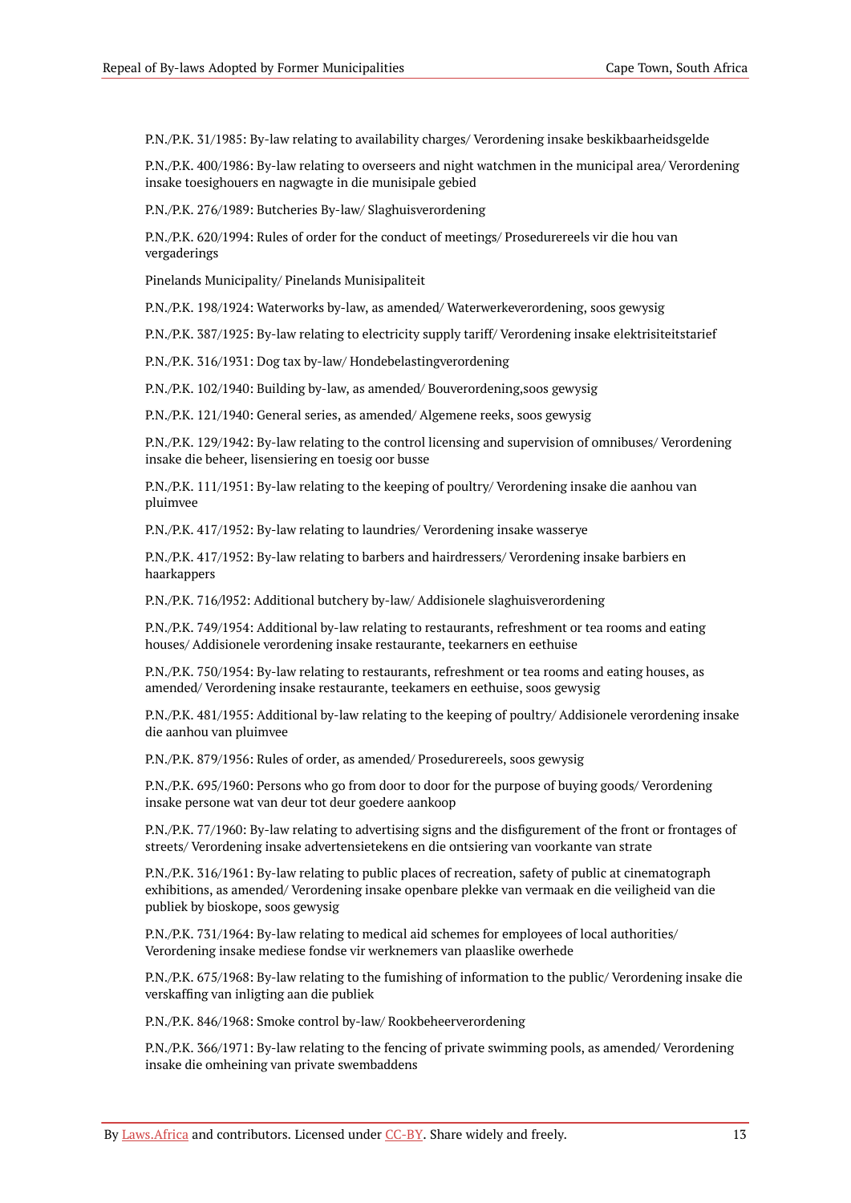P.N./P.K. 31/1985: By-law relating to availability charges/ Verordening insake beskikbaarheidsgelde

P.N./P.K. 400/1986: By-law relating to overseers and night watchmen in the municipal area/ Verordening insake toesighouers en nagwagte in die munisipale gebied

P.N./P.K. 276/1989: Butcheries By-law/ Slaghuisverordening

P.N./P.K. 620/1994: Rules of order for the conduct of meetings/ Prosedurereels vir die hou van vergaderings

Pinelands Municipality/ Pinelands Munisipaliteit

P.N./P.K. 198/1924: Waterworks by-law, as amended/ Waterwerkeverordening, soos gewysig

P.N./P.K. 387/1925: By-law relating to electricity supply tariff/ Verordening insake elektrisiteitstarief

P.N./P.K. 316/1931: Dog tax by-law/ Hondebelastingverordening

P.N./P.K. 102/1940: Building by-law, as amended/ Bouverordening,soos gewysig

P.N./P.K. 121/1940: General series, as amended/ Algemene reeks, soos gewysig

P.N./P.K. 129/1942: By-law relating to the control licensing and supervision of omnibuses/ Verordening insake die beheer, lisensiering en toesig oor busse

P.N./P.K. 111/1951: By-law relating to the keeping of poultry/ Verordening insake die aanhou van pluimvee

P.N./P.K. 417/1952: By-law relating to laundries/ Verordening insake wasserye

P.N./P.K. 417/1952: By-law relating to barbers and hairdressers/ Verordening insake barbiers en haarkappers

P.N./P.K. 716/l952: Additional butchery by-law/ Addisionele slaghuisverordening

P.N./P.K. 749/1954: Additional by-law relating to restaurants, refreshment or tea rooms and eating houses/ Addisionele verordening insake restaurante, teekarners en eethuise

P.N./P.K. 750/1954: By-law relating to restaurants, refreshment or tea rooms and eating houses, as amended/ Verordening insake restaurante, teekamers en eethuise, soos gewysig

P.N./P.K. 481/1955: Additional by-law relating to the keeping of poultry/ Addisionele verordening insake die aanhou van pluimvee

P.N./P.K. 879/1956: Rules of order, as amended/ Prosedurereels, soos gewysig

P.N./P.K. 695/1960: Persons who go from door to door for the purpose of buying goods/ Verordening insake persone wat van deur tot deur goedere aankoop

P.N./P.K. 77/1960: By-law relating to advertising signs and the disfigurement of the front or frontages of streets/ Verordening insake advertensietekens en die ontsiering van voorkante van strate

P.N./P.K. 316/1961: By-law relating to public places of recreation, safety of public at cinematograph exhibitions, as amended/ Verordening insake openbare plekke van vermaak en die veiligheid van die publiek by bioskope, soos gewysig

P.N./P.K. 731/1964: By-law relating to medical aid schemes for employees of local authorities/ Verordening insake mediese fondse vir werknemers van plaaslike owerhede

P.N./P.K. 675/1968: By-law relating to the fumishing of information to the public/ Verordening insake die verskaffing van inligting aan die publiek

P.N./P.K. 846/1968: Smoke control by-law/ Rookbeheerverordening

P.N./P.K. 366/1971: By-law relating to the fencing of private swimming pools, as amended/ Verordening insake die omheining van private swembaddens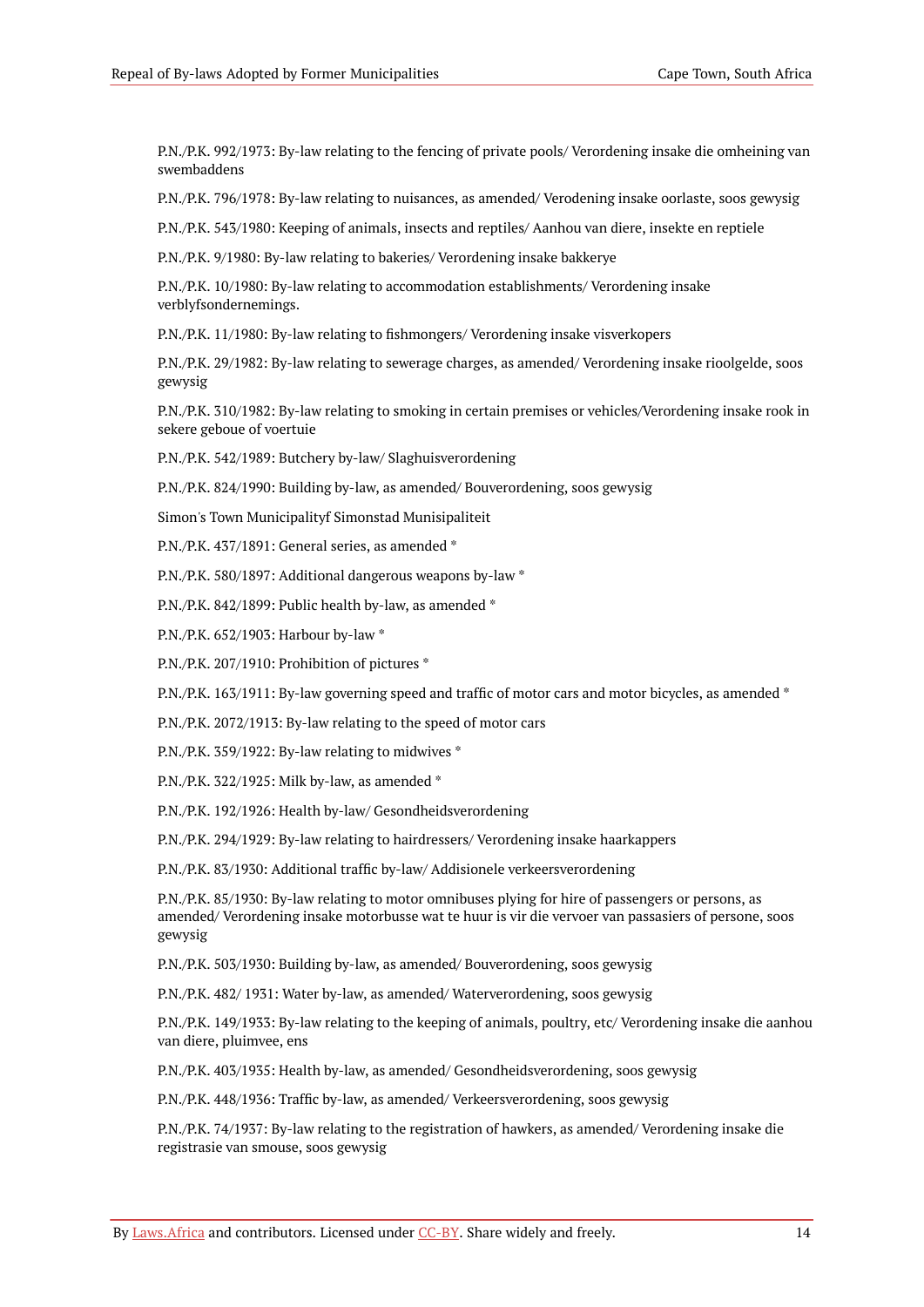P.N./P.K. 992/1973: By-law relating to the fencing of private pools/ Verordening insake die omheining van swembaddens

P.N./P.K. 796/1978: By-law relating to nuisances, as amended/ Verodening insake oorlaste, soos gewysig

P.N./P.K. 543/1980: Keeping of animals, insects and reptiles/ Aanhou van diere, insekte en reptiele

P.N./P.K. 9/1980: By-law relating to bakeries/ Verordening insake bakkerye

P.N./P.K. 10/1980: By-law relating to accommodation establishments/ Verordening insake verblyfsondernemings.

P.N./P.K. 11/1980: By-law relating to fishmongers/ Verordening insake visverkopers

P.N./P.K. 29/1982: By-law relating to sewerage charges, as amended/ Verordening insake rioolgelde, soos gewysig

P.N./P.K. 310/1982: By-law relating to smoking in certain premises or vehicles/Verordening insake rook in sekere geboue of voertuie

P.N./P.K. 542/1989: Butchery by-law/ Slaghuisverordening

P.N./P.K. 824/1990: Building by-law, as amended/ Bouverordening, soos gewysig

Simon's Town Municipalityf Simonstad Munisipaliteit

P.N./P.K. 437/1891: General series, as amended *

P.N./P.K. 580/1897: Additional dangerous weapons by-law *

P.N./P.K. 842/1899: Public health by-law, as amended *

P.N./P.K. 652/1903: Harbour by-law *

P.N./P.K. 207/1910: Prohibition of pictures *

P.N./P.K. 163/1911: By-law governing speed and traffic of motor cars and motor bicycles, as amended *

P.N./P.K. 2072/1913: By-law relating to the speed of motor cars

P.N./P.K. 359/1922: By-law relating to midwives *

P.N./P.K. 322/1925: Milk by-law, as amended *

P.N./P.K. 192/1926: Health by-law/ Gesondheidsverordening

P.N./P.K. 294/1929: By-law relating to hairdressers/ Verordening insake haarkappers

P.N./P.K. 83/1930: Additional traffic by-law/ Addisionele verkeersverordening

P.N./P.K. 85/1930: By-law relating to motor omnibuses plying for hire of passengers or persons, as amended/ Verordening insake motorbusse wat te huur is vir die vervoer van passasiers of persone, soos gewysig

P.N./P.K. 503/1930: Building by-law, as amended/ Bouverordening, soos gewysig

P.N./P.K. 482/ 1931: Water by-law, as amended/ Waterverordening, soos gewysig

P.N./P.K. 149/1933: By-law relating to the keeping of animals, poultry, etc/ Verordening insake die aanhou van diere, pluimvee, ens

P.N./P.K. 403/1935: Health by-law, as amended/ Gesondheidsverordening, soos gewysig

P.N./P.K. 448/1936: Traffic by-law, as amended/ Verkeersverordening, soos gewysig

P.N./P.K. 74/1937: By-law relating to the registration of hawkers, as amended/ Verordening insake die registrasie van smouse, soos gewysig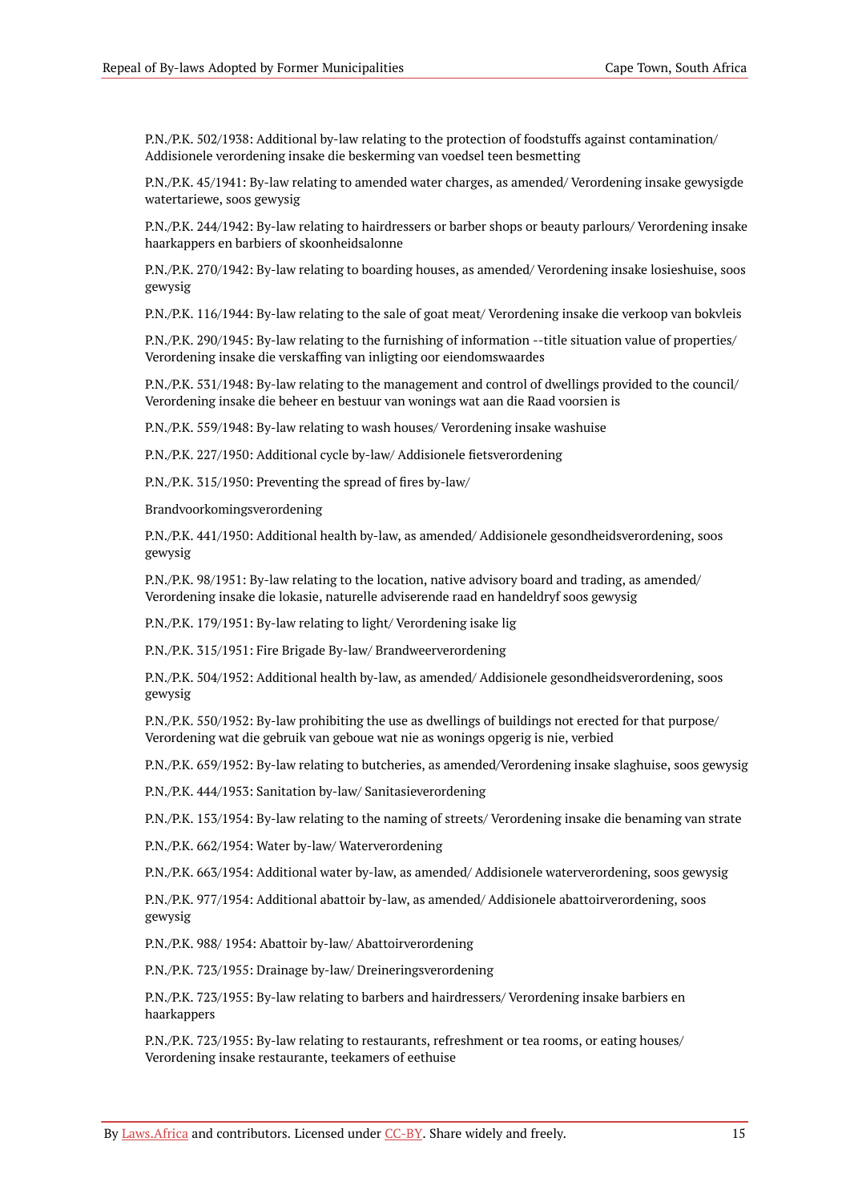P.N./P.K. 502/1938: Additional by-law relating to the protection of foodstuffs against contamination/ Addisionele verordening insake die beskerming van voedsel teen besmetting

P.N./P.K. 45/1941: By-law relating to amended water charges, as amended/ Verordening insake gewysigde watertariewe, soos gewysig

P.N./P.K. 244/1942: By-law relating to hairdressers or barber shops or beauty parlours/ Verordening insake haarkappers en barbiers of skoonheidsalonne

P.N./P.K. 270/1942: By-law relating to boarding houses, as amended/ Verordening insake losieshuise, soos gewysig

P.N./P.K. 116/1944: By-law relating to the sale of goat meat/ Verordening insake die verkoop van bokvleis

P.N./P.K. 290/1945: By-law relating to the furnishing of information --title situation value of properties/ Verordening insake die verskaffing van inligting oor eiendomswaardes

P.N./P.K. 531/1948: By-law relating to the management and control of dwellings provided to the council/ Verordening insake die beheer en bestuur van wonings wat aan die Raad voorsien is

P.N./P.K. 559/1948: By-law relating to wash houses/ Verordening insake washuise

P.N./P.K. 227/1950: Additional cycle by-law/ Addisionele fietsverordening

P.N./P.K. 315/1950: Preventing the spread of fires by-law/

Brandvoorkomingsverordening

P.N./P.K. 441/1950: Additional health by-law, as amended/ Addisionele gesondheidsverordening, soos gewysig

P.N./P.K. 98/1951: By-law relating to the location, native advisory board and trading, as amended/ Verordening insake die lokasie, naturelle adviserende raad en handeldryf soos gewysig

P.N./P.K. 179/1951: By-law relating to light/ Verordening isake lig

P.N./P.K. 315/1951: Fire Brigade By-law/ Brandweerverordening

P.N./P.K. 504/1952: Additional health by-law, as amended/ Addisionele gesondheidsverordening, soos gewysig

P.N./P.K. 550/1952: By-law prohibiting the use as dwellings of buildings not erected for that purpose/ Verordening wat die gebruik van geboue wat nie as wonings opgerig is nie, verbied

P.N./P.K. 659/1952: By-law relating to butcheries, as amended/Verordening insake slaghuise, soos gewysig

P.N./P.K. 444/1953: Sanitation by-law/ Sanitasieverordening

P.N./P.K. 153/1954: By-law relating to the naming of streets/ Verordening insake die benaming van strate

P.N./P.K. 662/1954: Water by-law/ Waterverordening

P.N./P.K. 663/1954: Additional water by-law, as amended/ Addisionele waterverordening, soos gewysig

P.N./P.K. 977/1954: Additional abattoir by-law, as amended/ Addisionele abattoirverordening, soos gewysig

P.N./P.K. 988/ 1954: Abattoir by-law/ Abattoirverordening

P.N./P.K. 723/1955: Drainage by-law/ Dreineringsverordening

P.N./P.K. 723/1955: By-law relating to barbers and hairdressers/ Verordening insake barbiers en haarkappers

P.N./P.K. 723/1955: By-law relating to restaurants, refreshment or tea rooms, or eating houses/ Verordening insake restaurante, teekamers of eethuise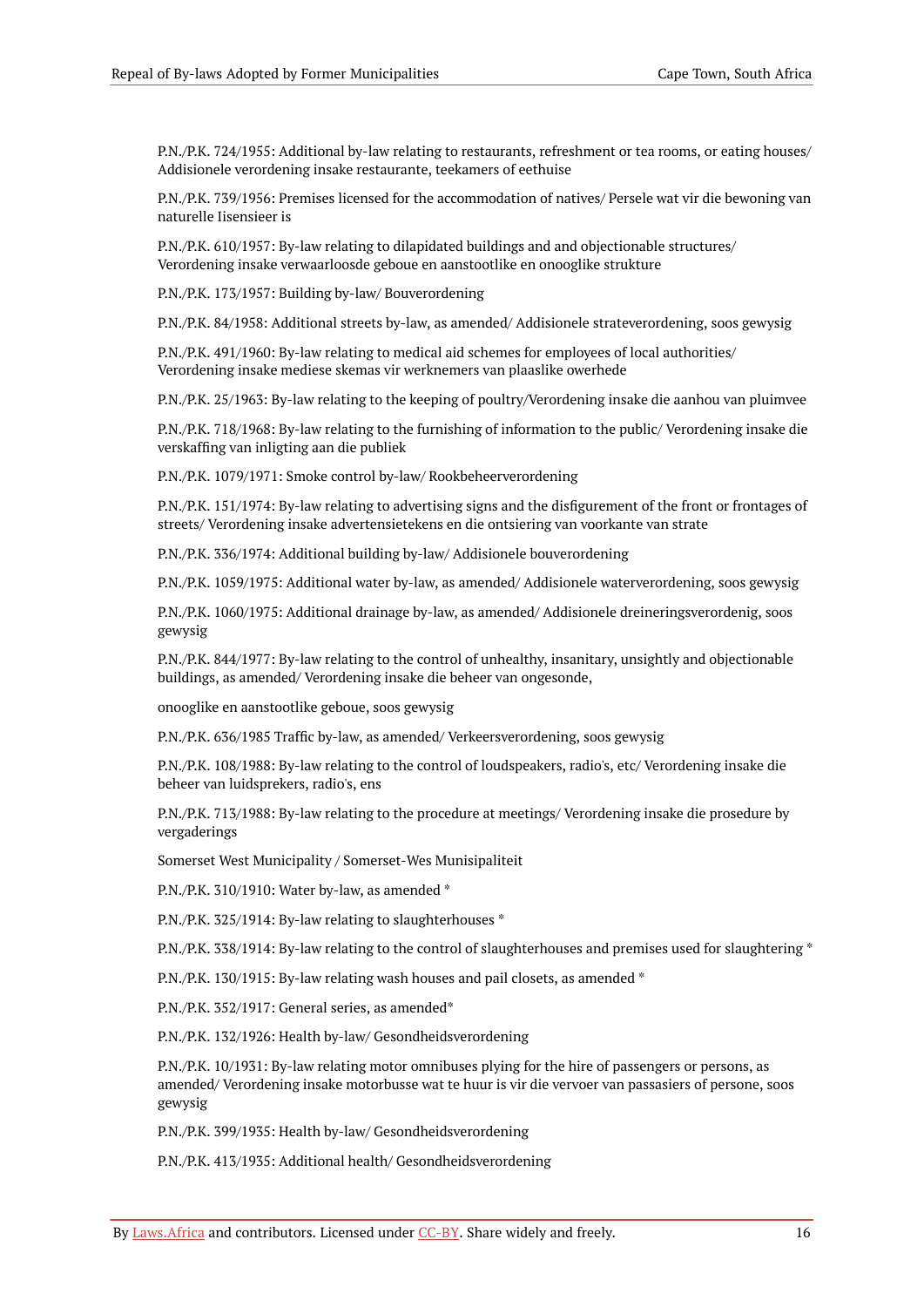P.N./P.K. 724/1955: Additional by-law relating to restaurants, refreshment or tea rooms, or eating houses/ Addisionele verordening insake restaurante, teekamers of eethuise

P.N./P.K. 739/1956: Premises licensed for the accommodation of natives/ Persele wat vir die bewoning van naturelle Iisensieer is

P.N./P.K. 610/1957: By-law relating to dilapidated buildings and and objectionable structures/ Verordening insake verwaarloosde geboue en aanstootlike en onooglike strukture

P.N./P.K. 173/1957: Building by-law/ Bouverordening

P.N./P.K. 84/1958: Additional streets by-law, as amended/ Addisionele strateverordening, soos gewysig

P.N./P.K. 491/1960: By-law relating to medical aid schemes for employees of local authorities/ Verordening insake mediese skemas vir werknemers van plaaslike owerhede

P.N./P.K. 25/1963: By-law relating to the keeping of poultry/Verordening insake die aanhou van pluimvee

P.N./P.K. 718/1968: By-law relating to the furnishing of information to the public/ Verordening insake die verskaffing van inligting aan die publiek

P.N./P.K. 1079/1971: Smoke control by-law/ Rookbeheerverordening

P.N./P.K. 151/1974: By-law relating to advertising signs and the disfigurement of the front or frontages of streets/ Verordening insake advertensietekens en die ontsiering van voorkante van strate

P.N./P.K. 336/1974: Additional building by-law/ Addisionele bouverordening

P.N./P.K. 1059/1975: Additional water by-law, as amended/ Addisionele waterverordening, soos gewysig

P.N./P.K. 1060/1975: Additional drainage by-law, as amended/ Addisionele dreineringsverordenig, soos gewysig

P.N./P.K. 844/1977: By-law relating to the control of unhealthy, insanitary, unsightly and objectionable buildings, as amended/ Verordening insake die beheer van ongesonde,

onooglike en aanstootlike geboue, soos gewysig

P.N./P.K. 636/1985 Traffic by-law, as amended/ Verkeersverordening, soos gewysig

P.N./P.K. 108/1988: By-law relating to the control of loudspeakers, radio's, etc/ Verordening insake die beheer van luidsprekers, radio's, ens

P.N./P.K. 713/1988: By-law relating to the procedure at meetings/ Verordening insake die prosedure by vergaderings

Somerset West Municipality / Somerset-Wes Munisipaliteit

P.N./P.K. 310/1910: Water by-law, as amended *

P.N./P.K. 325/1914: By-law relating to slaughterhouses *

P.N./P.K. 338/1914: By-law relating to the control of slaughterhouses and premises used for slaughtering *

P.N./P.K. 130/1915: By-law relating wash houses and pail closets, as amended *

P.N./P.K. 352/1917: General series, as amended*

P.N./P.K. 132/1926: Health by-law/ Gesondheidsverordening

P.N./P.K. 10/1931: By-law relating motor omnibuses plying for the hire of passengers or persons, as amended/ Verordening insake motorbusse wat te huur is vir die vervoer van passasiers of persone, soos gewysig

P.N./P.K. 399/1935: Health by-law/ Gesondheidsverordening

P.N./P.K. 413/1935: Additional health/ Gesondheidsverordening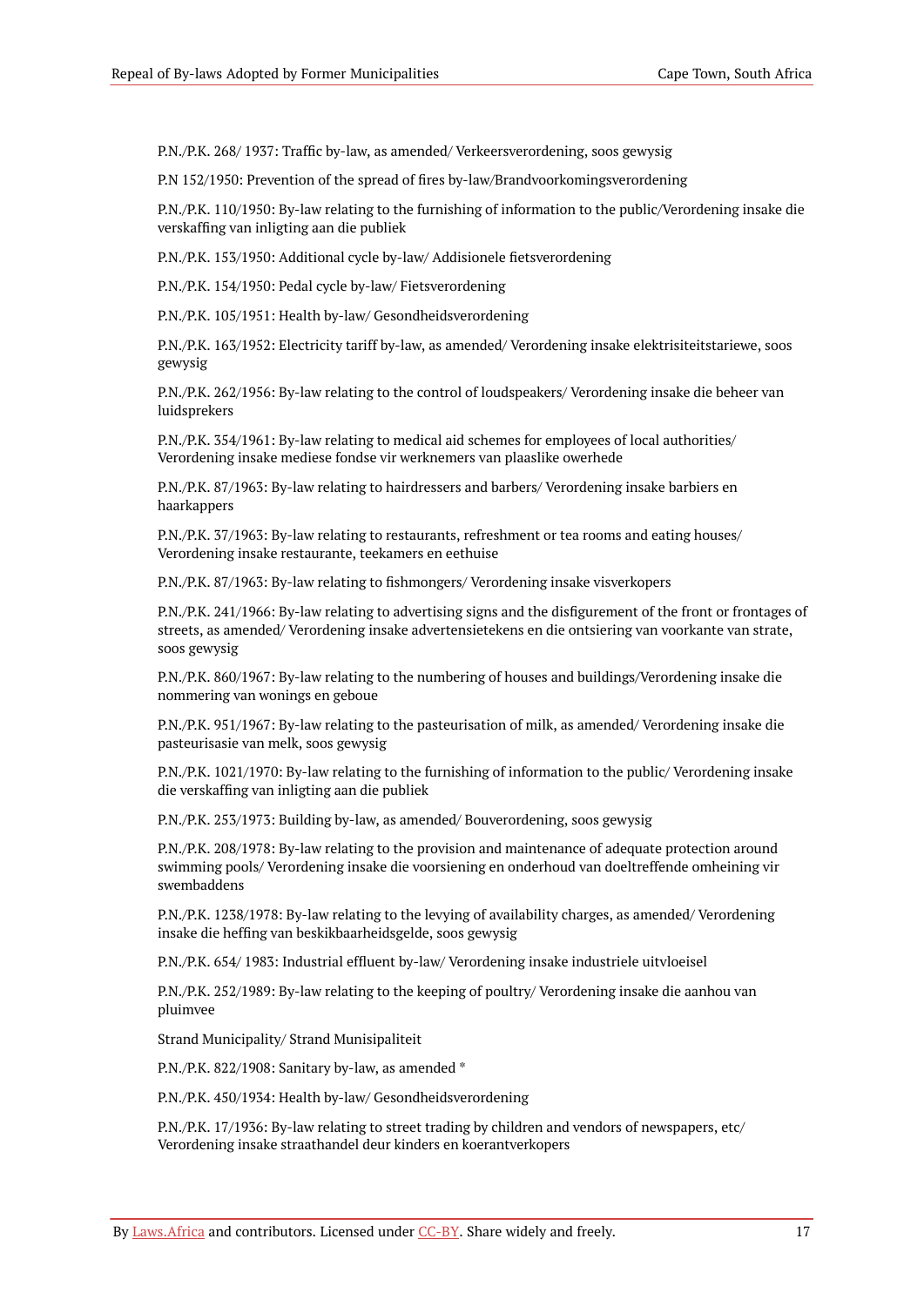P.N./P.K. 268/ 1937: Traffic by-law, as amended/ Verkeersverordening, soos gewysig

P.N 152/1950: Prevention of the spread of fires by-law/Brandvoorkomingsverordening

P.N./P.K. 110/1950: By-law relating to the furnishing of information to the public/Verordening insake die verskaffing van inligting aan die publiek

P.N./P.K. 153/1950: Additional cycle by-law/ Addisionele fietsverordening

P.N./P.K. 154/1950: Pedal cycle by-law/ Fietsverordening

P.N./P.K. 105/1951: Health by-law/ Gesondheidsverordening

P.N./P.K. 163/1952: Electricity tariff by-law, as amended/ Verordening insake elektrisiteitstariewe, soos gewysig

P.N./P.K. 262/1956: By-law relating to the control of loudspeakers/ Verordening insake die beheer van luidsprekers

P.N./P.K. 354/1961: By-law relating to medical aid schemes for employees of local authorities/ Verordening insake mediese fondse vir werknemers van plaaslike owerhede

P.N./P.K. 87/1963: By-law relating to hairdressers and barbers/ Verordening insake barbiers en haarkappers

P.N./P.K. 37/1963: By-law relating to restaurants, refreshment or tea rooms and eating houses/ Verordening insake restaurante, teekamers en eethuise

P.N./P.K. 87/1963: By-law relating to fishmongers/ Verordening insake visverkopers

P.N./P.K. 241/1966: By-law relating to advertising signs and the disfigurement of the front or frontages of streets, as amended/ Verordening insake advertensietekens en die ontsiering van voorkante van strate, soos gewysig

P.N./P.K. 860/1967: By-law relating to the numbering of houses and buildings/Verordening insake die nommering van wonings en geboue

P.N./P.K. 951/1967: By-law relating to the pasteurisation of milk, as amended/ Verordening insake die pasteurisasie van melk, soos gewysig

P.N./P.K. 1021/1970: By-law relating to the furnishing of information to the public/ Verordening insake die verskaffing van inligting aan die publiek

P.N./P.K. 253/1973: Building by-law, as amended/ Bouverordening, soos gewysig

P.N./P.K. 208/1978: By-law relating to the provision and maintenance of adequate protection around swimming pools/ Verordening insake die voorsiening en onderhoud van doeltreffende omheining vir swembaddens

P.N./P.K. 1238/1978: By-law relating to the levying of availability charges, as amended/ Verordening insake die heffing van beskikbaarheidsgelde, soos gewysig

P.N./P.K. 654/ 1983: Industrial effluent by-law/ Verordening insake industriele uitvloeisel

P.N./P.K. 252/1989: By-law relating to the keeping of poultry/ Verordening insake die aanhou van pluimvee

Strand Municipality/ Strand Munisipaliteit

P.N./P.K. 822/1908: Sanitary by-law, as amended *

P.N./P.K. 450/1934: Health by-law/ Gesondheidsverordening

P.N./P.K. 17/1936: By-law relating to street trading by children and vendors of newspapers, etc/ Verordening insake straathandel deur kinders en koerantverkopers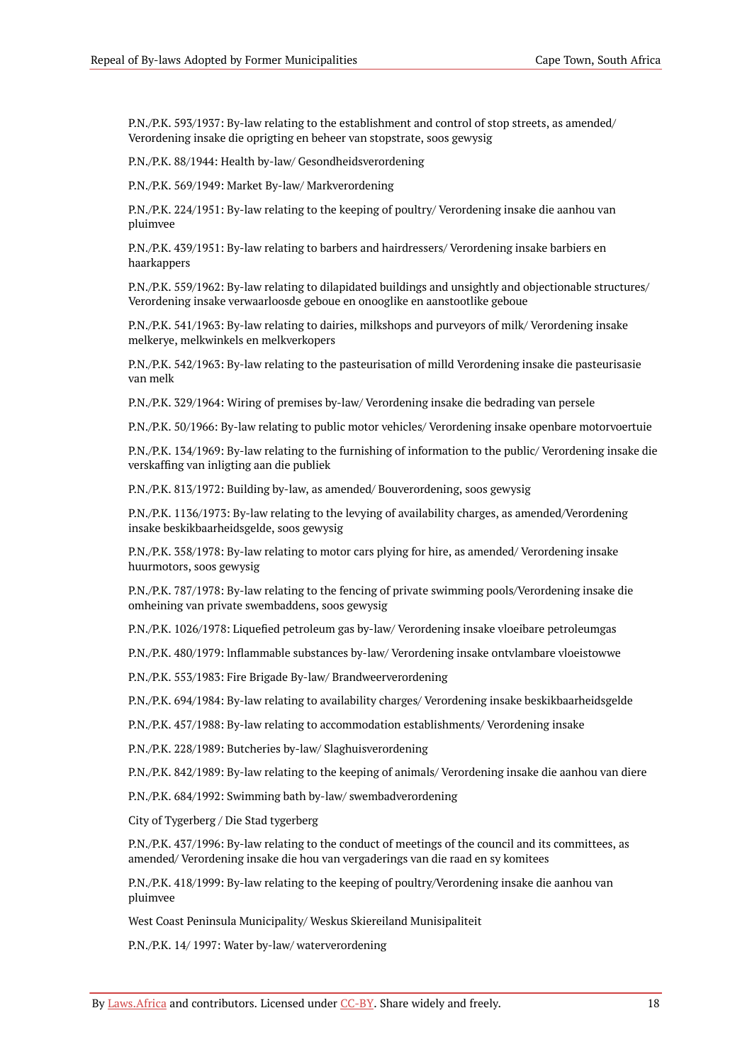P.N./P.K. 593/1937: By-law relating to the establishment and control of stop streets, as amended/ Verordening insake die oprigting en beheer van stopstrate, soos gewysig

P.N./P.K. 88/1944: Health by-law/ Gesondheidsverordening

P.N./P.K. 569/1949: Market By-law/ Markverordening

P.N./P.K. 224/1951: By-law relating to the keeping of poultry/ Verordening insake die aanhou van pluimvee

P.N./P.K. 439/1951: By-law relating to barbers and hairdressers/ Verordening insake barbiers en haarkappers

P.N./P.K. 559/1962: By-law relating to dilapidated buildings and unsightly and objectionable structures/ Verordening insake verwaarloosde geboue en onooglike en aanstootlike geboue

P.N./P.K. 541/1963: By-law relating to dairies, milkshops and purveyors of milk/ Verordening insake melkerye, melkwinkels en melkverkopers

P.N./P.K. 542/1963: By-law relating to the pasteurisation of milld Verordening insake die pasteurisasie van melk

P.N./P.K. 329/1964: Wiring of premises by-law/ Verordening insake die bedrading van persele

P.N./P.K. 50/1966: By-law relating to public motor vehicles/ Verordening insake openbare motorvoertuie

P.N./P.K. 134/1969: By-law relating to the furnishing of information to the public/ Verordening insake die verskaffing van inligting aan die publiek

P.N./P.K. 813/1972: Building by-law, as amended/ Bouverordening, soos gewysig

P.N./P.K. 1136/1973: By-law relating to the levying of availability charges, as amended/Verordening insake beskikbaarheidsgelde, soos gewysig

P.N./P.K. 358/1978: By-law relating to motor cars plying for hire, as amended/ Verordening insake huurmotors, soos gewysig

P.N./P.K. 787/1978: By-law relating to the fencing of private swimming pools/Verordening insake die omheining van private swembaddens, soos gewysig

P.N./P.K. 1026/1978: Liquefied petroleum gas by-law/ Verordening insake vloeibare petroleumgas

P.N./P.K. 480/1979: lnflammable substances by-law/ Verordening insake ontvlambare vloeistowwe

P.N./P.K. 553/1983: Fire Brigade By-law/ Brandweerverordening

P.N./P.K. 694/1984: By-law relating to availability charges/ Verordening insake beskikbaarheidsgelde

P.N./P.K. 457/1988: By-law relating to accommodation establishments/ Verordening insake

P.N./P.K. 228/1989: Butcheries by-law/ Slaghuisverordening

P.N./P.K. 842/1989: By-law relating to the keeping of animals/ Verordening insake die aanhou van diere

P.N./P.K. 684/1992: Swimming bath by-law/ swembadverordening

City of Tygerberg / Die Stad tygerberg

P.N./P.K. 437/1996: By-law relating to the conduct of meetings of the council and its committees, as amended/ Verordening insake die hou van vergaderings van die raad en sy komitees

P.N./P.K. 418/1999: By-law relating to the keeping of poultry/Verordening insake die aanhou van pluimvee

West Coast Peninsula Municipality/ Weskus Skiereiland Munisipaliteit

P.N./P.K. 14/ 1997: Water by-law/ waterverordening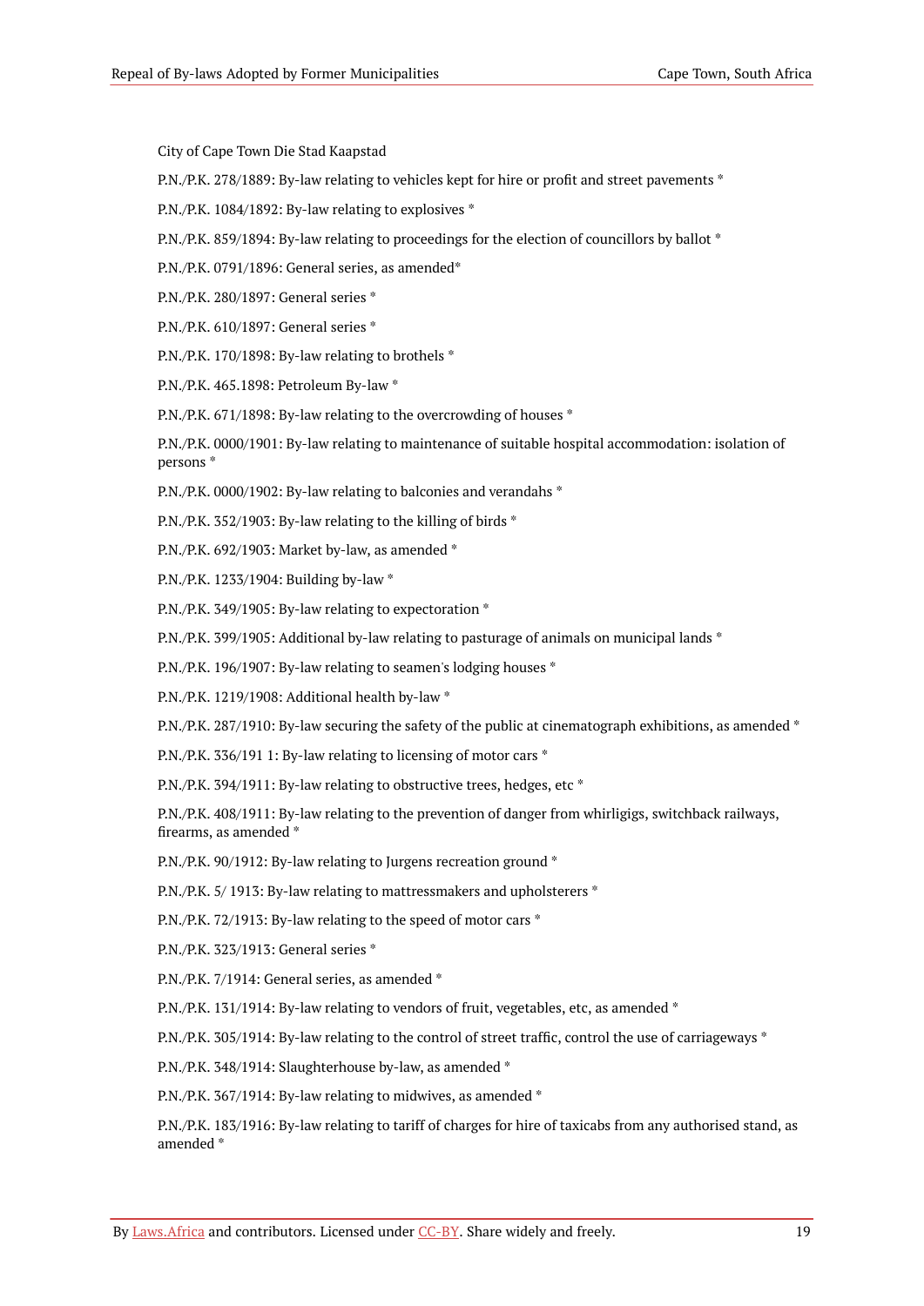City of Cape Town Die Stad Kaapstad

P.N./P.K. 278/1889: By-law relating to vehicles kept for hire or profit and street pavements *

P.N./P.K. 1084/1892: By-law relating to explosives *

P.N./P.K. 859/1894: By-law relating to proceedings for the election of councillors by ballot *

P.N./P.K. 0791/1896: General series, as amended*

P.N./P.K. 280/1897: General series *

P.N./P.K. 610/1897: General series *

P.N./P.K. 170/1898: By-law relating to brothels *

P.N./P.K. 465.1898: Petroleum By-law *

P.N./P.K. 671/1898: By-law relating to the overcrowding of houses *

P.N./P.K. 0000/1901: By-law relating to maintenance of suitable hospital accommodation: isolation of persons *

P.N./P.K. 0000/1902: By-law relating to balconies and verandahs *

P.N./P.K. 352/1903: By-law relating to the killing of birds *

P.N./P.K. 692/1903: Market by-law, as amended *

P.N./P.K. 1233/1904: Building by-law *

P.N./P.K. 349/1905: By-law relating to expectoration *

P.N./P.K. 399/1905: Additional by-law relating to pasturage of animals on municipal lands *

P.N./P.K. 196/1907: By-law relating to seamen's lodging houses *

P.N./P.K. 1219/1908: Additional health by-law *

P.N./P.K. 287/1910: By-law securing the safety of the public at cinematograph exhibitions, as amended *

P.N./P.K. 336/191 1: By-law relating to licensing of motor cars *

P.N./P.K. 394/1911: By-law relating to obstructive trees, hedges, etc *

P.N./P.K. 408/1911: By-law relating to the prevention of danger from whirligigs, switchback railways, firearms, as amended *

P.N./P.K. 90/1912: By-law relating to Jurgens recreation ground *

P.N./P.K. 5/ 1913: By-law relating to mattressmakers and upholsterers *

P.N./P.K. 72/1913: By-law relating to the speed of motor cars *

P.N./P.K. 323/1913: General series *

P.N./P.K. 7/1914: General series, as amended *

P.N./P.K. 131/1914: By-law relating to vendors of fruit, vegetables, etc, as amended *

P.N./P.K. 305/1914: By-law relating to the control of street traffic, control the use of carriageways *

P.N./P.K. 348/1914: Slaughterhouse by-law, as amended *

P.N./P.K. 367/1914: By-law relating to midwives, as amended *

P.N./P.K. 183/1916: By-law relating to tariff of charges for hire of taxicabs from any authorised stand, as amended *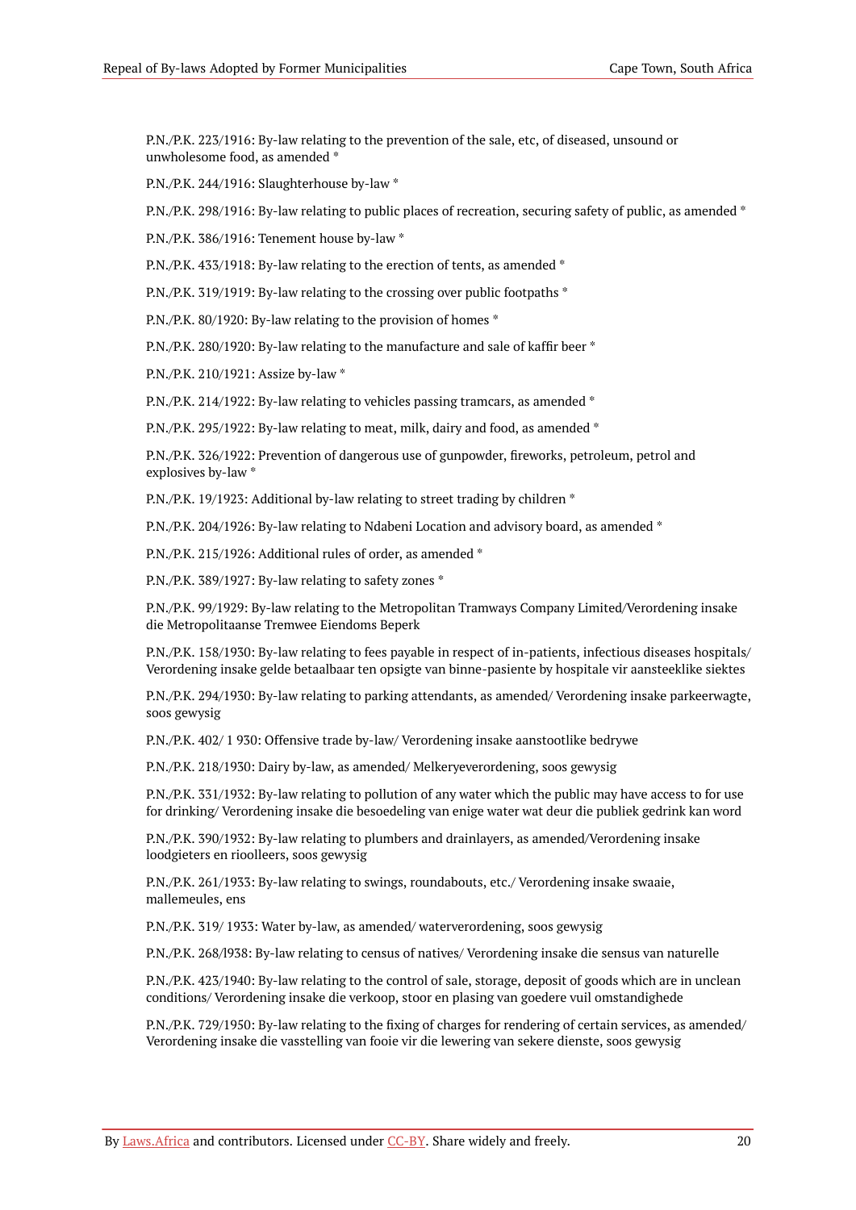P.N./P.K. 223/1916: By-law relating to the prevention of the sale, etc, of diseased, unsound or unwholesome food, as amended *

P.N./P.K. 244/1916: Slaughterhouse by-law *

P.N./P.K. 298/1916: By-law relating to public places of recreation, securing safety of public, as amended *

P.N./P.K. 386/1916: Tenement house by-law *

P.N./P.K. 433/1918: By-law relating to the erection of tents, as amended *

P.N./P.K. 319/1919: By-law relating to the crossing over public footpaths *

P.N./P.K. 80/1920: By-law relating to the provision of homes *

P.N./P.K. 280/1920: By-law relating to the manufacture and sale of kaffir beer *

P.N./P.K. 210/1921: Assize by-law *

P.N./P.K. 214/1922: By-law relating to vehicles passing tramcars, as amended *

P.N./P.K. 295/1922: By-law relating to meat, milk, dairy and food, as amended *

P.N./P.K. 326/1922: Prevention of dangerous use of gunpowder, fireworks, petroleum, petrol and explosives by-law *

P.N./P.K. 19/1923: Additional by-law relating to street trading by children *

P.N./P.K. 204/1926: By-law relating to Ndabeni Location and advisory board, as amended *

P.N./P.K. 215/1926: Additional rules of order, as amended *

P.N./P.K. 389/1927: By-law relating to safety zones *

P.N./P.K. 99/1929: By-law relating to the Metropolitan Tramways Company Limited/Verordening insake die Metropolitaanse Tremwee Eiendoms Beperk

P.N./P.K. 158/1930: By-law relating to fees payable in respect of in-patients, infectious diseases hospitals/ Verordening insake gelde betaalbaar ten opsigte van binne-pasiente by hospitale vir aansteeklike siektes

P.N./P.K. 294/1930: By-law relating to parking attendants, as amended/ Verordening insake parkeerwagte, soos gewysig

P.N./P.K. 402/ 1 930: Offensive trade by-law/ Verordening insake aanstootlike bedrywe

P.N./P.K. 218/1930: Dairy by-law, as amended/ Melkeryeverordening, soos gewysig

P.N./P.K. 331/1932: By-law relating to pollution of any water which the public may have access to for use for drinking/ Verordening insake die besoedeling van enige water wat deur die publiek gedrink kan word

P.N./P.K. 390/1932: By-law relating to plumbers and drainlayers, as amended/Verordening insake loodgieters en rioolleers, soos gewysig

P.N./P.K. 261/1933: By-law relating to swings, roundabouts, etc./ Verordening insake swaaie, mallemeules, ens

P.N./P.K. 319/ 1933: Water by-law, as amended/ waterverordening, soos gewysig

P.N./P.K. 268/l938: By-law relating to census of natives/ Verordening insake die sensus van naturelle

P.N./P.K. 423/1940: By-law relating to the control of sale, storage, deposit of goods which are in unclean conditions/ Verordening insake die verkoop, stoor en plasing van goedere vuil omstandighede

P.N./P.K. 729/1950: By-law relating to the fixing of charges for rendering of certain services, as amended/ Verordening insake die vasstelling van fooie vir die lewering van sekere dienste, soos gewysig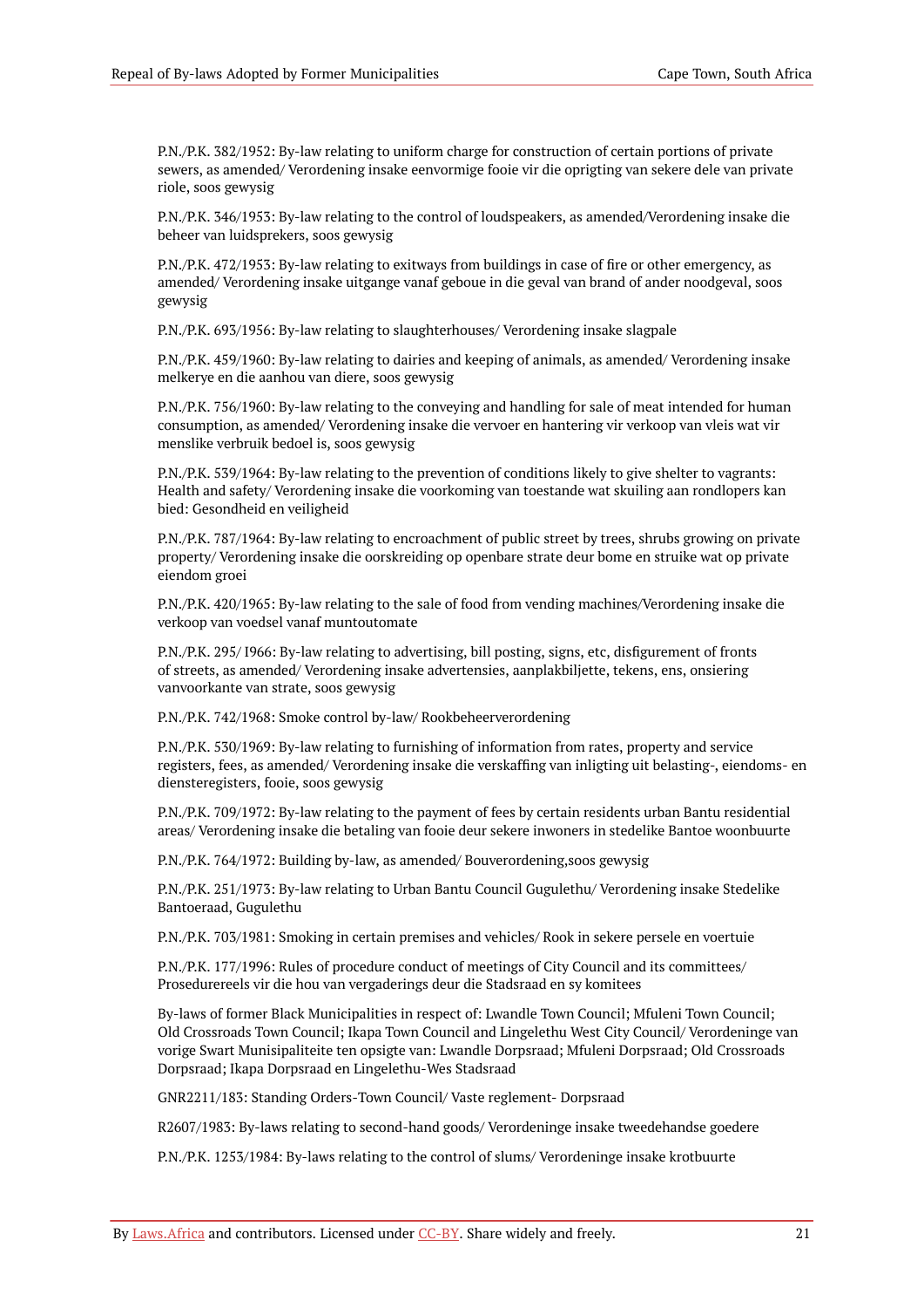P.N./P.K. 382/1952: By-law relating to uniform charge for construction of certain portions of private sewers, as amended/ Verordening insake eenvormige fooie vir die oprigting van sekere dele van private riole, soos gewysig

P.N./P.K. 346/1953: By-law relating to the control of loudspeakers, as amended/Verordening insake die beheer van luidsprekers, soos gewysig

P.N./P.K. 472/1953: By-law relating to exitways from buildings in case of fire or other emergency, as amended/ Verordening insake uitgange vanaf geboue in die geval van brand of ander noodgeval, soos gewysig

P.N./P.K. 693/1956: By-law relating to slaughterhouses/ Verordening insake slagpale

P.N./P.K. 459/1960: By-law relating to dairies and keeping of animals, as amended/ Verordening insake melkerye en die aanhou van diere, soos gewysig

P.N./P.K. 756/1960: By-law relating to the conveying and handling for sale of meat intended for human consumption, as amended/ Verordening insake die vervoer en hantering vir verkoop van vleis wat vir menslike verbruik bedoel is, soos gewysig

P.N./P.K. 539/1964: By-law relating to the prevention of conditions likely to give shelter to vagrants: Health and safety/ Verordening insake die voorkoming van toestande wat skuiling aan rondlopers kan bied: Gesondheid en veiligheid

P.N./P.K. 787/1964: By-law relating to encroachment of public street by trees, shrubs growing on private property/ Verordening insake die oorskreiding op openbare strate deur bome en struike wat op private eiendom groei

P.N./P.K. 420/1965: By-law relating to the sale of food from vending machines/Verordening insake die verkoop van voedsel vanaf muntoutomate

P.N./P.K. 295/ I966: By-law relating to advertising, bill posting, signs, etc, disfigurement of fronts of streets, as amended/ Verordening insake advertensies, aanplakbiljette, tekens, ens, onsiering vanvoorkante van strate, soos gewysig

P.N./P.K. 742/1968: Smoke control by-law/ Rookbeheerverordening

P.N./P.K. 530/1969: By-law relating to furnishing of information from rates, property and service registers, fees, as amended/ Verordening insake die verskaffing van inligting uit belasting-, eiendoms- en diensteregisters, fooie, soos gewysig

P.N./P.K. 709/1972: By-law relating to the payment of fees by certain residents urban Bantu residential areas/ Verordening insake die betaling van fooie deur sekere inwoners in stedelike Bantoe woonbuurte

P.N./P.K. 764/1972: Building by-law, as amended/ Bouverordening,soos gewysig

P.N./P.K. 251/1973: By-law relating to Urban Bantu Council Gugulethu/ Verordening insake Stedelike Bantoeraad, Gugulethu

P.N./P.K. 703/1981: Smoking in certain premises and vehicles/ Rook in sekere persele en voertuie

P.N./P.K. 177/1996: Rules of procedure conduct of meetings of City Council and its committees/ Proseduereels vir die hou van vergaderings deur die Stadsraad en sy komitees

By-laws of former Black Municipalities in respect of: Lwandle Town Council; Mfuleni Town Council; Old Crossroads Town Council; Ikapa Town Council and Lingelethu West City Council/ Verordeninge van vorige Swart Munisipaliteite ten opsigte van: Lwandle Dorpsraad; Mfuleni Dorpsraad; Old Crossroads Dorpsraad; Ikapa Dorpsraad en Lingelethu-Wes Stadsraad

GNR2211/183: Standing Orders-Town Council/ Vaste reglement- Dorpsraad

R2607/1983: By-laws relating to second-hand goods/ Verordeninge insake tweedehandse goedere

P.N./P.K. 1253/1984: By-laws relating to the control of slums/ Verordeninge insake krotbuurte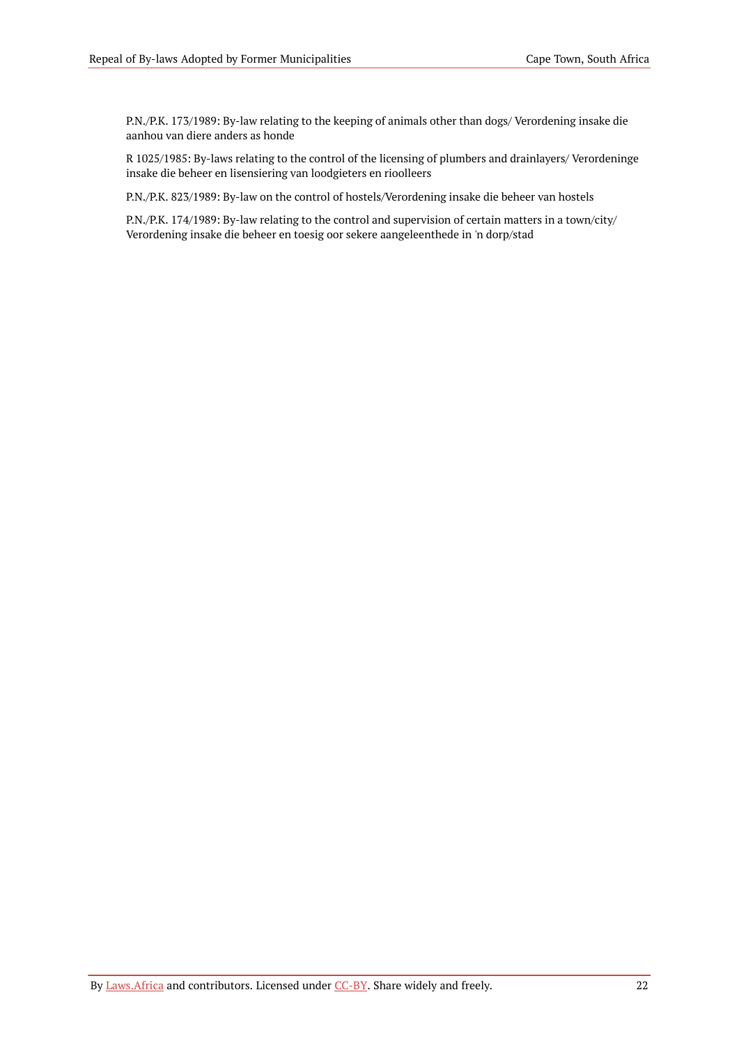P.N./P.K. 173/1989: By-law relating to the keeping of animals other than dogs/ Verordening insake die aanhou van diere anders as honde

R 1025/1985: By-laws relating to the control of the licensing of plumbers and drainlayers/ Verordeninge insake die beheer en lisensiering van loodgieters en rioolleers

P.N./P.K. 823/1989: By-law on the control of hostels/Verordening insake die beheer van hostels

P.N./P.K. 174/1989: By-law relating to the control and supervision of certain matters in a town/city/ Verordening insake die beheer en toesig oor sekere aangeleenthede in 'n dorp/stad